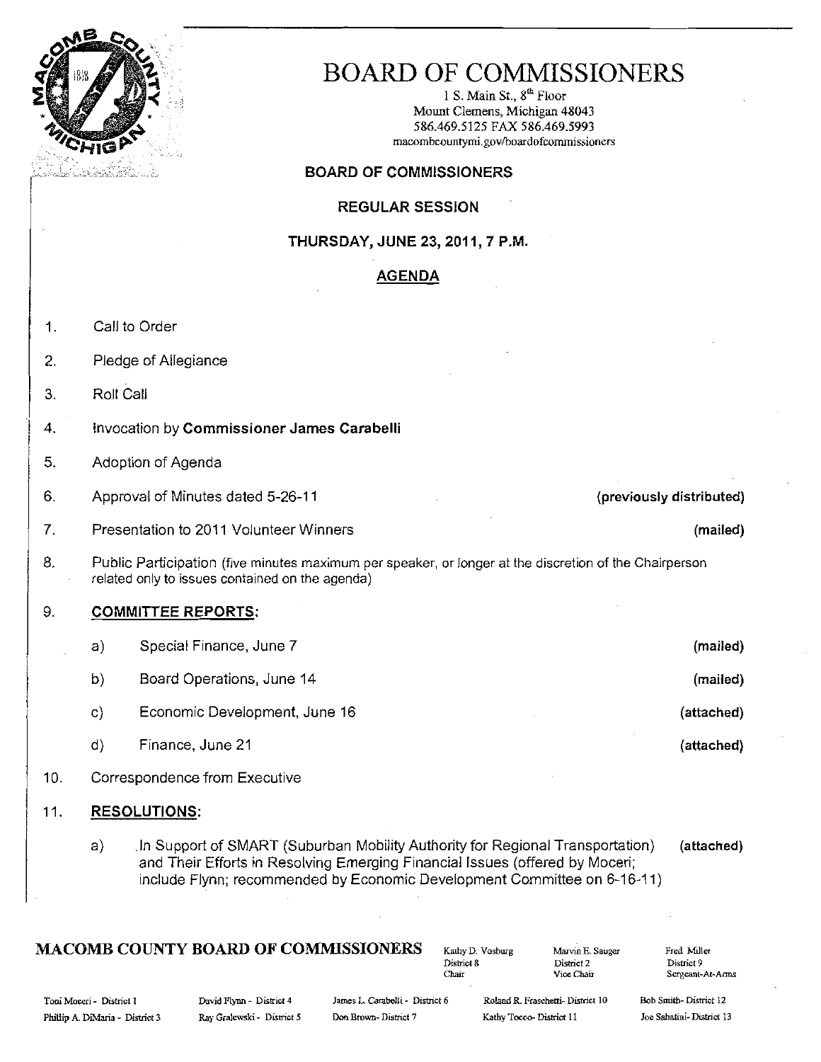# BOARD OF COMMISSIONERS

1 S. Main St., 8th Floor
Mount Clemens, Michigan 48043
586.469.5125 FAX 586.469.5993
macombcountymi.gov/boardofcommissioners

**BOARD OF COMMISSIONERS**

**REGULAR SESSION**

**THURSDAY, JUNE 23, 2011, 7 P.M.**

**AGENDA**

1. Call to Order
2. Pledge of Allegiance
3. Roll Call
4. Invocation by **Commissioner James Carabelli**
5. Adoption of Agenda
6. Approval of Minutes dated 5-26-11 **(previously distributed)**
7. Presentation to 2011 Volunteer Winners **(mailed)**
8. Public Participation (five minutes maximum per speaker, or longer at the discretion of the Chairperson related only to issues contained on the agenda)
9. **COMMITTEE REPORTS:**
   - a) Special Finance, June 7 **(mailed)**
   - b) Board Operations, June 14 **(mailed)**
   - c) Economic Development, June 16 **(attached)**
   - d) Finance, June 21 **(attached)**
10. Correspondence from Executive
11. **RESOLUTIONS:**
    - a) In Support of SMART (Suburban Mobility Authority for Regional Transportation) and Their Efforts in Resolving Emerging Financial Issues (offered by Moceri; include Flynn; recommended by Economic Development Committee on 6-16-11) **(attached)**

**MACOMB COUNTY BOARD OF COMMISSIONERS**

Kathy D. Vosburg, District 8, Chair
Marvin E. Sauger, District 2, Vice Chair
Fred Miller, District 9, Sergeant-At-Arms

Toni Moceri - District 1
Phillip A. DiMaria - District 3
David Flynn - District 4
Ray Gralewski - District 5
James L. Carabelli - District 6
Don Brown - District 7
Roland R. Fraschetti - District 10
Kathy Tocco - District 11
Bob Smith - District 12
Joe Sabatini - District 13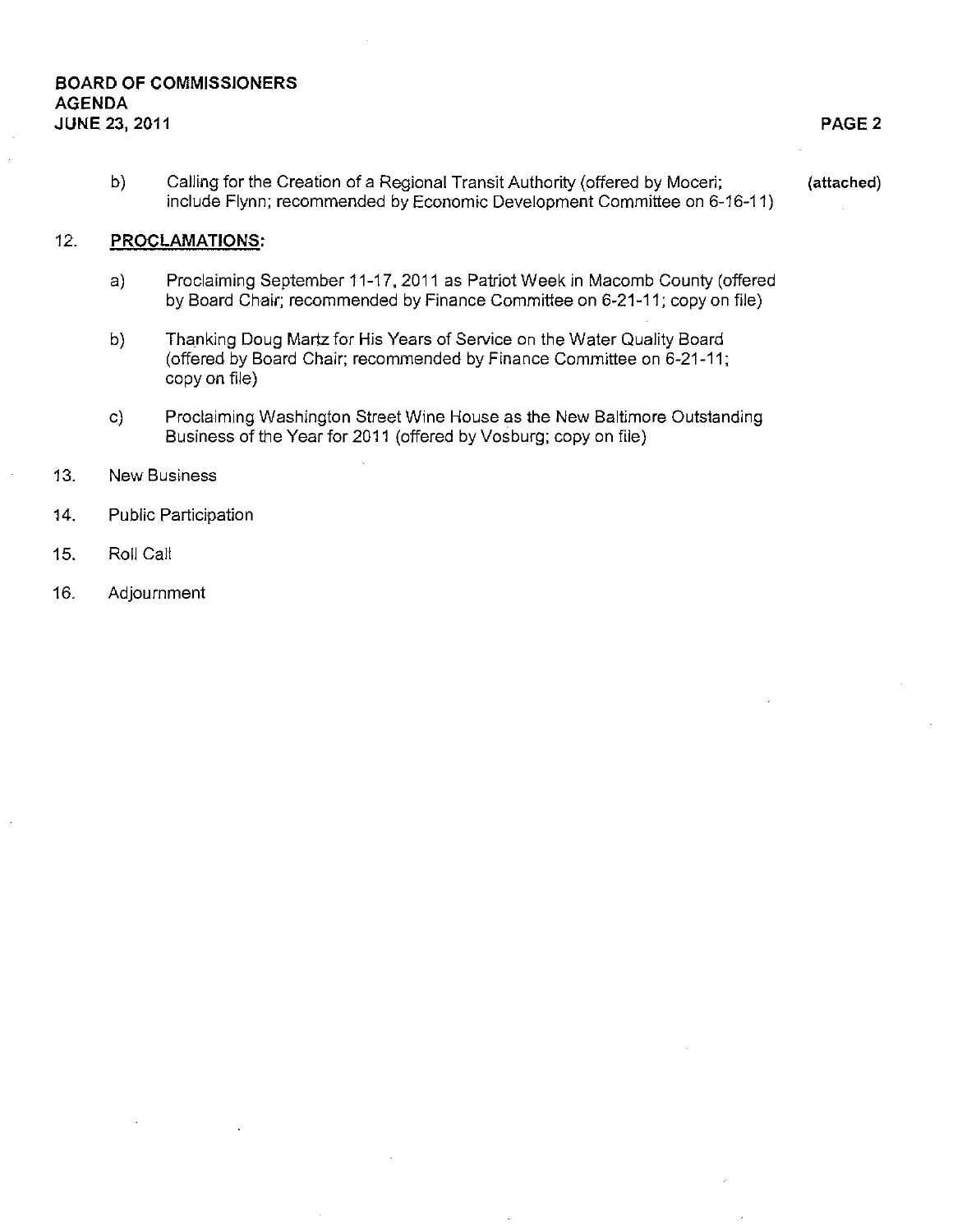b) Calling for the Creation of a Regional Transit Authority (offered by Moceri; include Flynn; recommended by Economic Development Committee on 6-16-11) **(attached)**

12. **PROCLAMATIONS:**

    a) Proclaiming September 11-17, 2011 as Patriot Week in Macomb County (offered by Board Chair; recommended by Finance Committee on 6-21-11; copy on file)

    b) Thanking Doug Martz for His Years of Service on the Water Quality Board (offered by Board Chair; recommended by Finance Committee on 6-21-11; copy on file)

    c) Proclaiming Washington Street Wine House as the New Baltimore Outstanding Business of the Year for 2011 (offered by Vosburg; copy on file)

13. New Business

14. Public Participation

15. Roll Call

16. Adjournment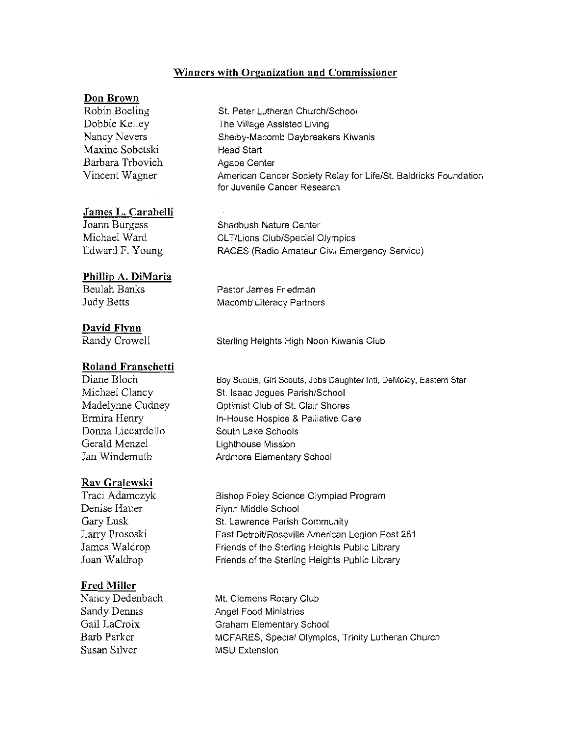## Winners with Organization and Commissioner

### Don Brown

| | |
|---|---|
| Robin Boeling | St. Peter Lutheran Church/School |
| Dobbie Kelley | The Village Assisted Living |
| Nancy Nevers | Shelby-Macomb Daybreakers Kiwanis |
| Maxine Sobetski | Head Start |
| Barbara Trbovich | Agape Center |
| Vincent Wagner | American Cancer Society Relay for Life/St. Baldricks Foundation for Juvenile Cancer Research |

### James L. Carabelli

| | |
|---|---|
| Joann Burgess | Shadbush Nature Center |
| Michael Ward | CLT/Lions Club/Special Olympics |
| Edward F. Young | RACES (Radio Amateur Civil Emergency Service) |

### Phillip A. DiMaria

| | |
|---|---|
| Beulah Banks | Pastor James Friedman |
| Judy Betts | Macomb Literacy Partners |

### David Flynn

| | |
|---|---|
| Randy Crowell | Sterling Heights High Noon Kiwanis Club |

### Roland Franschetti

| | |
|---|---|
| Diane Bloch | Boy Scouts, Girl Scouts, Jobs Daughter Intl, DeMoley, Eastern Star |
| Michael Clancy | St. Isaac Jogues Parish/School |
| Madelynne Cudney | Optimist Club of St. Clair Shores |
| Ermira Henry | In-House Hospice & Palliative Care |
| Donna Liccardello | South Lake Schools |
| Gerald Menzel | Lighthouse Mission |
| Jan Windemuth | Ardmore Elementary School |

### Ray Gralewski

| | |
|---|---|
| Traci Adamczyk | Bishop Foley Science Olympiad Program |
| Denise Hauer | Flynn Middle School |
| Gary Lusk | St. Lawrence Parish Community |
| Larry Prososki | East Detroit/Roseville American Legion Post 261 |
| James Waldrop | Friends of the Sterling Heights Public Library |
| Joan Waldrop | Friends of the Sterling Heights Public Library |

### Fred Miller

| | |
|---|---|
| Nancy Dedenbach | Mt. Clemens Rotary Club |
| Sandy Dennis | Angel Food Ministries |
| Gail LaCroix | Graham Elementary School |
| Barb Parker | MCFARES, Special Olympics, Trinity Lutheran Church |
| Susan Silver | MSU Extension |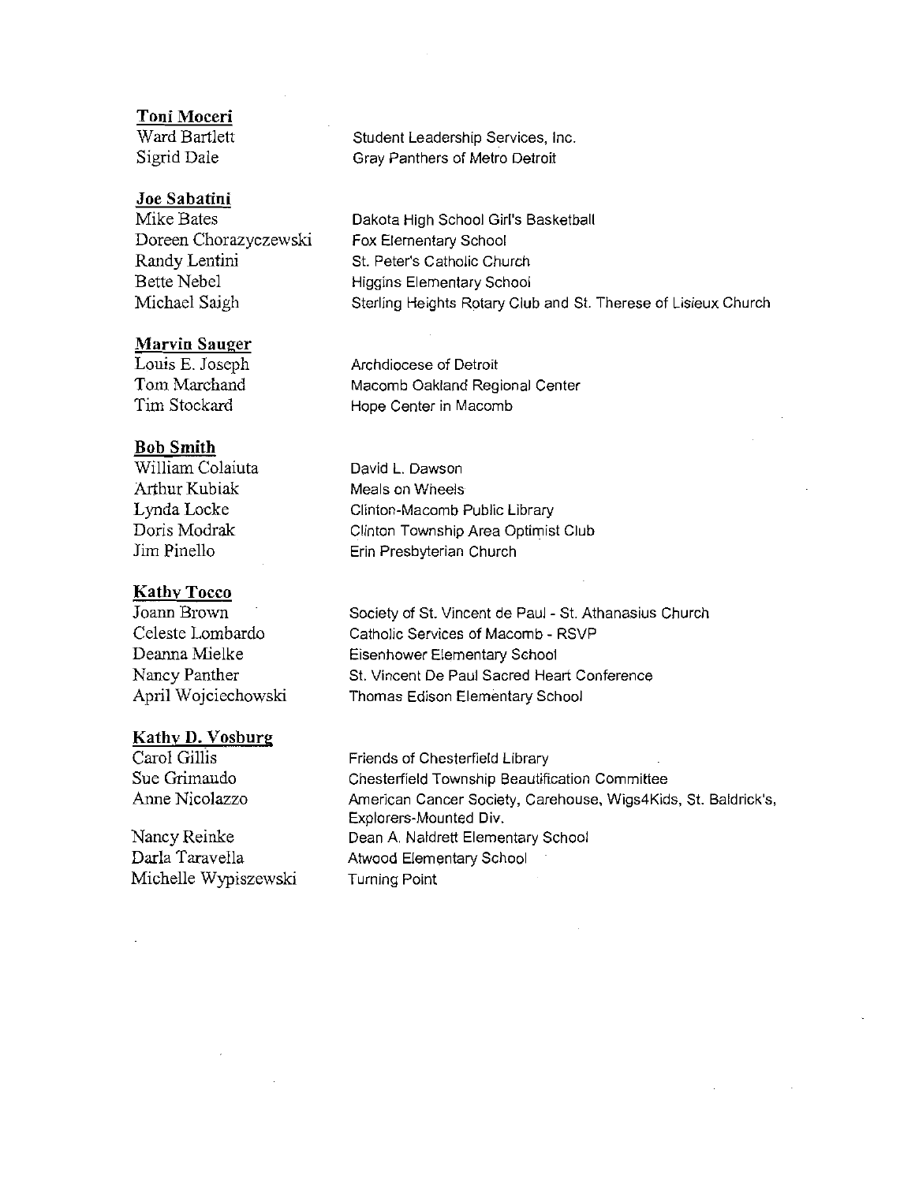**Toni Moceri**

| | |
|---|---|
| Ward Bartlett | Student Leadership Services, Inc. |
| Sigrid Dale | Gray Panthers of Metro Detroit |

**Joe Sabatini**

| | |
|---|---|
| Mike Bates | Dakota High School Girl's Basketball |
| Doreen Chorazyczewski | Fox Elementary School |
| Randy Lentini | St. Peter's Catholic Church |
| Bette Nebel | Higgins Elementary School |
| Michael Saigh | Sterling Heights Rotary Club and St. Therese of Lisieux Church |

**Marvin Sauger**

| | |
|---|---|
| Louis E. Joseph | Archdiocese of Detroit |
| Tom Marchand | Macomb Oakland Regional Center |
| Tim Stockard | Hope Center in Macomb |

**Bob Smith**

| | |
|---|---|
| William Colaiuta | David L. Dawson |
| Arthur Kubiak | Meals on Wheels |
| Lynda Locke | Clinton-Macomb Public Library |
| Doris Modrak | Clinton Township Area Optimist Club |
| Jim Pinello | Erin Presbyterian Church |

**Kathy Tocco**

| | |
|---|---|
| Joann Brown | Society of St. Vincent de Paul - St. Athanasius Church |
| Celeste Lombardo | Catholic Services of Macomb - RSVP |
| Deanna Mielke | Eisenhower Elementary School |
| Nancy Panther | St. Vincent De Paul Sacred Heart Conference |
| April Wojciechowski | Thomas Edison Elementary School |

**Kathy D. Vosburg**

| | |
|---|---|
| Carol Gillis | Friends of Chesterfield Library |
| Sue Grimaudo | Chesterfield Township Beautification Committee |
| Anne Nicolazzo | American Cancer Society, Carehouse, Wigs4Kids, St. Baldrick's, Explorers-Mounted Div. |
| Nancy Reinke | Dean A. Naldrett Elementary School |
| Darla Taravella | Atwood Elementary School |
| Michelle Wypiszewski | Turning Point |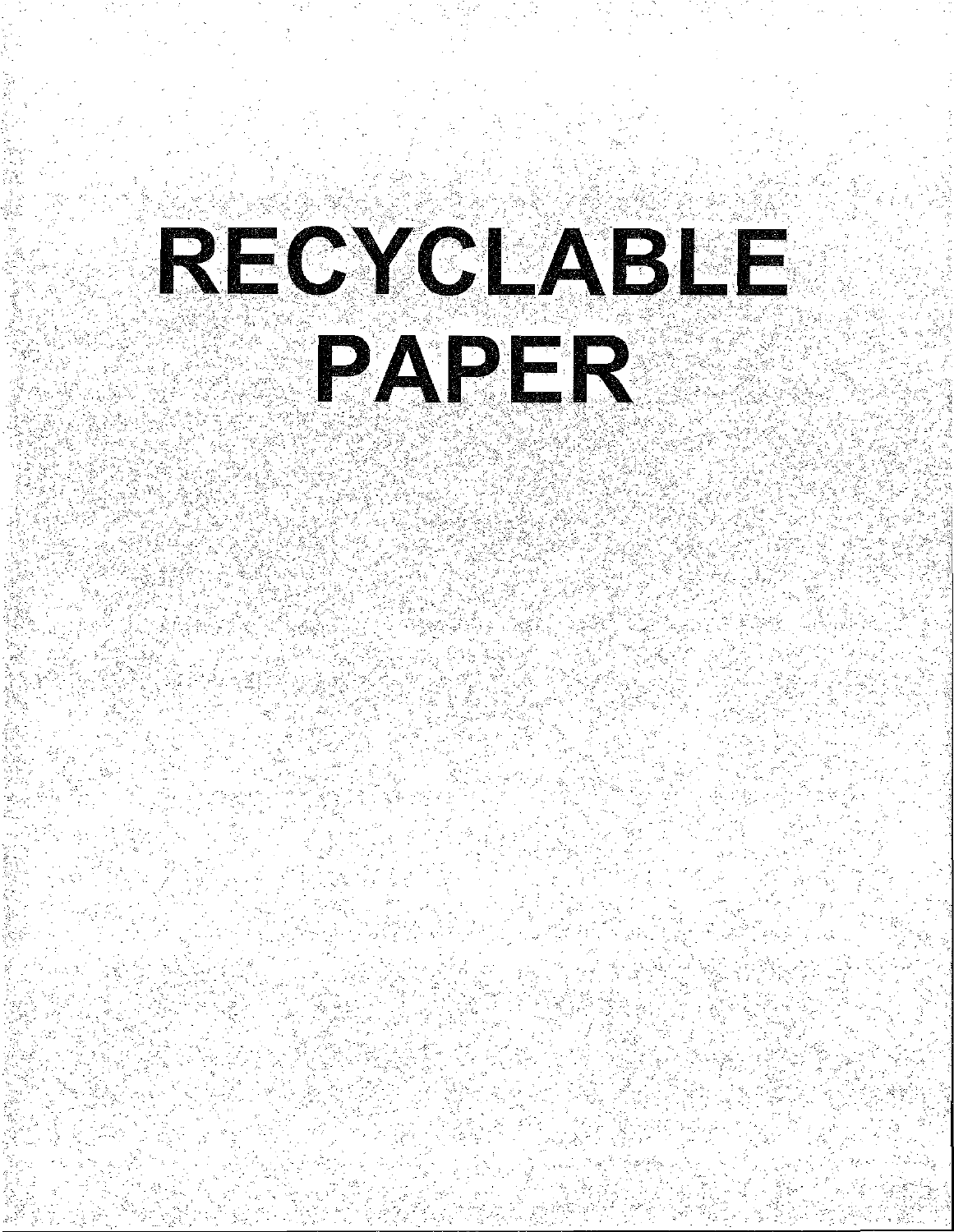# RECYCLABLE PAPER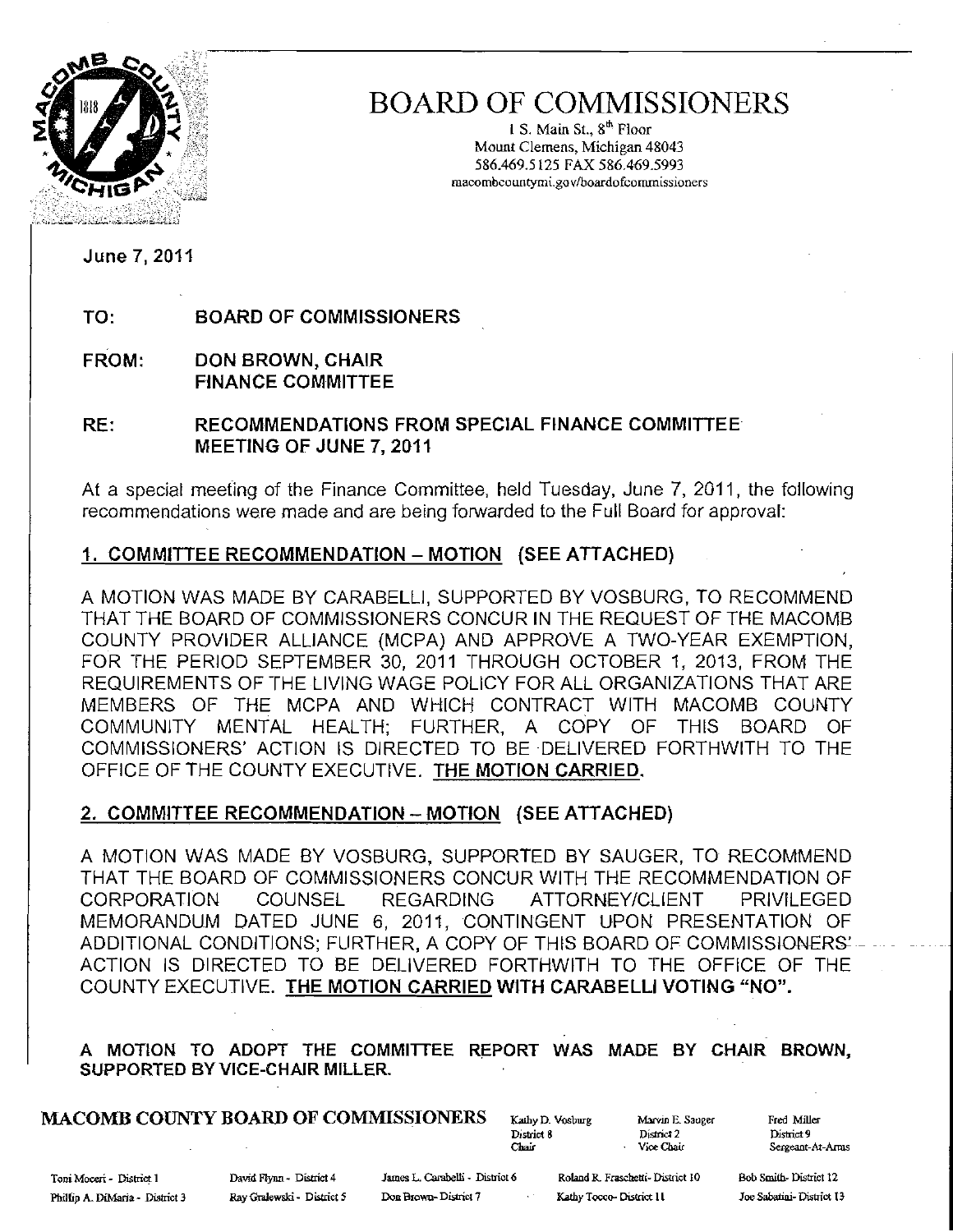# BOARD OF COMMISSIONERS

1 S. Main St., 8th Floor
Mount Clemens, Michigan 48043
586.469.5125 FAX 586.469.5993
macombcountymi.gov/boardofcommissioners

June 7, 2011

**TO:** **BOARD OF COMMISSIONERS**

**FROM:** **DON BROWN, CHAIR**
**FINANCE COMMITTEE**

**RE:** **RECOMMENDATIONS FROM SPECIAL FINANCE COMMITTEE MEETING OF JUNE 7, 2011**

At a special meeting of the Finance Committee, held Tuesday, June 7, 2011, the following recommendations were made and are being forwarded to the Full Board for approval:

**1. COMMITTEE RECOMMENDATION – MOTION (SEE ATTACHED)**

A MOTION WAS MADE BY CARABELLI, SUPPORTED BY VOSBURG, TO RECOMMEND THAT THE BOARD OF COMMISSIONERS CONCUR IN THE REQUEST OF THE MACOMB COUNTY PROVIDER ALLIANCE (MCPA) AND APPROVE A TWO-YEAR EXEMPTION, FOR THE PERIOD SEPTEMBER 30, 2011 THROUGH OCTOBER 1, 2013, FROM THE REQUIREMENTS OF THE LIVING WAGE POLICY FOR ALL ORGANIZATIONS THAT ARE MEMBERS OF THE MCPA AND WHICH CONTRACT WITH MACOMB COUNTY COMMUNITY MENTAL HEALTH; FURTHER, A COPY OF THIS BOARD OF COMMISSIONERS' ACTION IS DIRECTED TO BE DELIVERED FORTHWITH TO THE OFFICE OF THE COUNTY EXECUTIVE. **THE MOTION CARRIED.**

**2. COMMITTEE RECOMMENDATION – MOTION (SEE ATTACHED)**

A MOTION WAS MADE BY VOSBURG, SUPPORTED BY SAUGER, TO RECOMMEND THAT THE BOARD OF COMMISSIONERS CONCUR WITH THE RECOMMENDATION OF CORPORATION COUNSEL REGARDING ATTORNEY/CLIENT PRIVILEGED MEMORANDUM DATED JUNE 6, 2011, CONTINGENT UPON PRESENTATION OF ADDITIONAL CONDITIONS; FURTHER, A COPY OF THIS BOARD OF COMMISSIONERS' ACTION IS DIRECTED TO BE DELIVERED FORTHWITH TO THE OFFICE OF THE COUNTY EXECUTIVE. **THE MOTION CARRIED WITH CARABELLI VOTING "NO".**

**A MOTION TO ADOPT THE COMMITTEE REPORT WAS MADE BY CHAIR BROWN, SUPPORTED BY VICE-CHAIR MILLER.**

**MACOMB COUNTY BOARD OF COMMISSIONERS**

Kathy D. Vosburg, District 8, Chair | Marvin E. Sauger, District 2, Vice Chair | Fred Miller, District 9, Sergeant-At-Arms

Toni Moceri - District 1 | David Flynn - District 4 | James L. Carabelli - District 6 | Roland R. Fraschetti - District 10 | Bob Smith - District 12
Phillip A. DiMaria - District 3 | Ray Gralewski - District 5 | Don Brown - District 7 | Kathy Tocco - District 11 | Joe Sabatini - District 13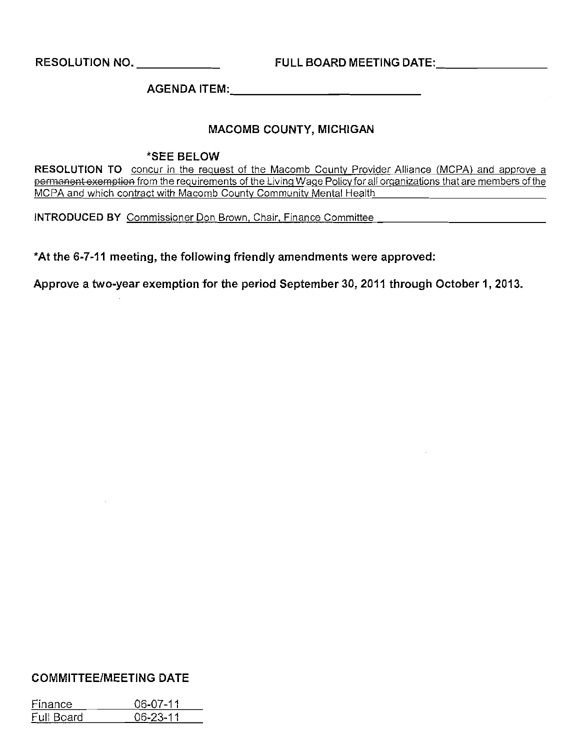RESOLUTION NO. \_\_\_\_\_\_\_\_\_\_\_\_ FULL BOARD MEETING DATE: \_\_\_\_\_\_\_\_\_\_\_\_\_\_\_\_

AGENDA ITEM: \_\_\_\_\_\_\_\_\_\_\_\_\_\_\_\_\_\_\_\_\_\_\_\_\_\_\_\_

## MACOMB COUNTY, MICHIGAN

*SEE BELOW

**RESOLUTION TO** concur in the request of the Macomb County Provider Alliance (MCPA) and approve a ~~permanent exemption~~ from the requirements of the Living Wage Policy for all organizations that are members of the MCPA and which contract with Macomb County Community Mental Health

**INTRODUCED BY** Commissioner Don Brown, Chair, Finance Committee

**\*At the 6-7-11 meeting, the following friendly amendments were approved:**

**Approve a two-year exemption for the period September 30, 2011 through October 1, 2013.**

### COMMITTEE/MEETING DATE

| | |
|---|---|
| Finance | 06-07-11 |
| Full Board | 06-23-11 |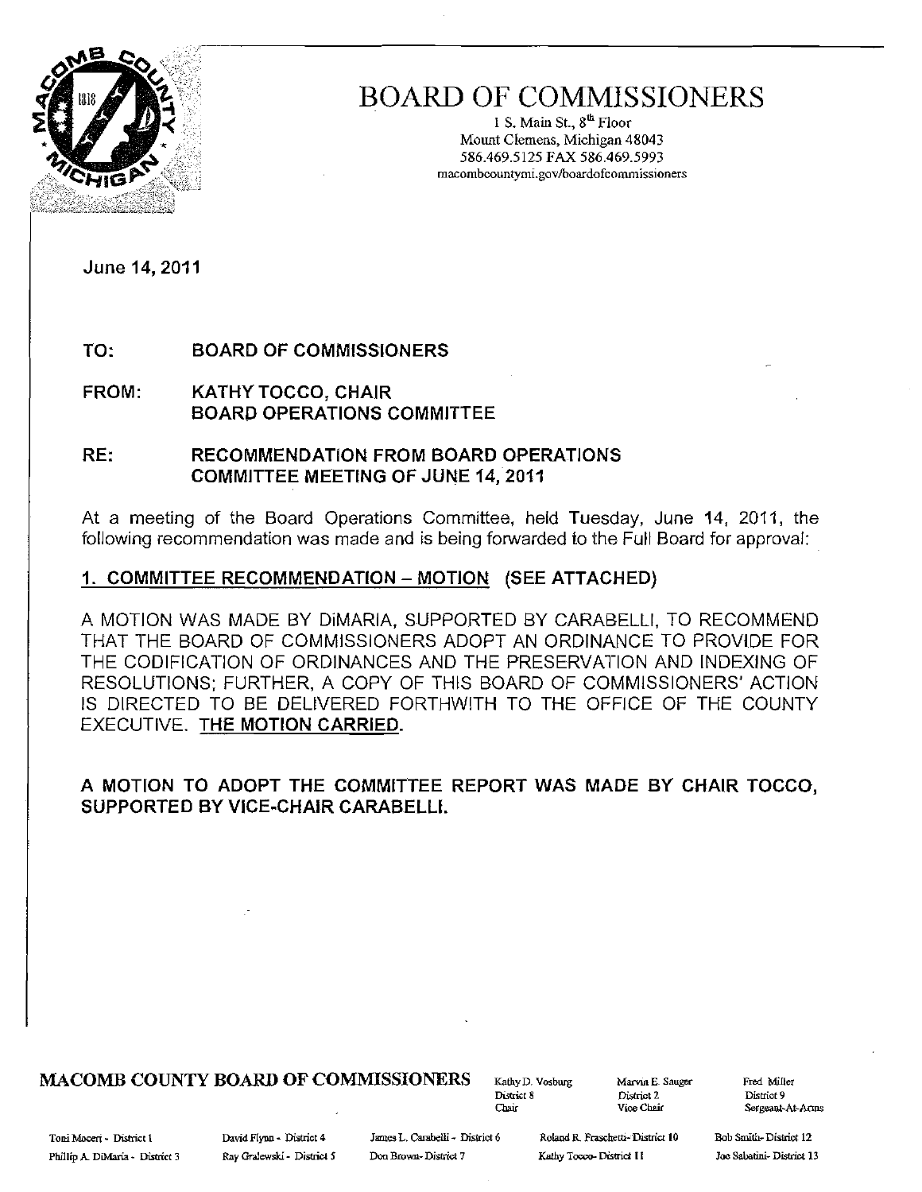# BOARD OF COMMISSIONERS

1 S. Main St., 8th Floor
Mount Clemens, Michigan 48043
586.469.5125 FAX 586.469.5993
macombcountymi.gov/boardofcommissioners

June 14, 2011

**TO:** BOARD OF COMMISSIONERS

**FROM:** KATHY TOCCO, CHAIR
BOARD OPERATIONS COMMITTEE

**RE:** RECOMMENDATION FROM BOARD OPERATIONS COMMITTEE MEETING OF JUNE 14, 2011

At a meeting of the Board Operations Committee, held Tuesday, June 14, 2011, the following recommendation was made and is being forwarded to the Full Board for approval:

**1. COMMITTEE RECOMMENDATION – MOTION (SEE ATTACHED)**

A MOTION WAS MADE BY DiMARIA, SUPPORTED BY CARABELLI, TO RECOMMEND THAT THE BOARD OF COMMISSIONERS ADOPT AN ORDINANCE TO PROVIDE FOR THE CODIFICATION OF ORDINANCES AND THE PRESERVATION AND INDEXING OF RESOLUTIONS; FURTHER, A COPY OF THIS BOARD OF COMMISSIONERS' ACTION IS DIRECTED TO BE DELIVERED FORTHWITH TO THE OFFICE OF THE COUNTY EXECUTIVE. **THE MOTION CARRIED.**

**A MOTION TO ADOPT THE COMMITTEE REPORT WAS MADE BY CHAIR TOCCO, SUPPORTED BY VICE-CHAIR CARABELLI.**

**MACOMB COUNTY BOARD OF COMMISSIONERS**

Kathy D. Vosburg, District 8, Chair — Marvin E. Sauger, District 2, Vice Chair — Fred Miller, District 9, Sergeant-At-Arms

Toni Moceri - District 1 — David Flynn - District 4 — James L. Carabelli - District 6 — Roland R. Fraschetti - District 10 — Bob Smith - District 12
Phillip A. DiMaria - District 3 — Ray Gralewski - District 5 — Don Brown - District 7 — Kathy Tocco - District 11 — Joe Sabatini - District 13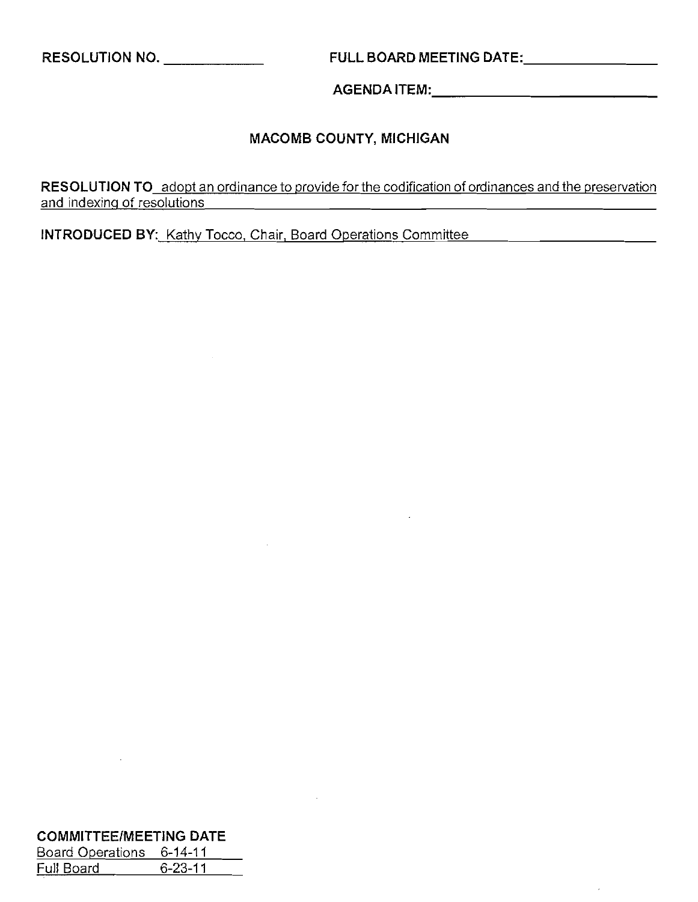RESOLUTION NO. ____________ FULL BOARD MEETING DATE: ________________

AGENDA ITEM: ______________________________

## MACOMB COUNTY, MICHIGAN

**RESOLUTION TO** adopt an ordinance to provide for the codification of ordinances and the preservation and indexing of resolutions

**INTRODUCED BY:** Kathy Tocco, Chair, Board Operations Committee

**COMMITTEE/MEETING DATE**

| | |
|---|---|
| Board Operations | 6-14-11 |
| Full Board | 6-23-11 |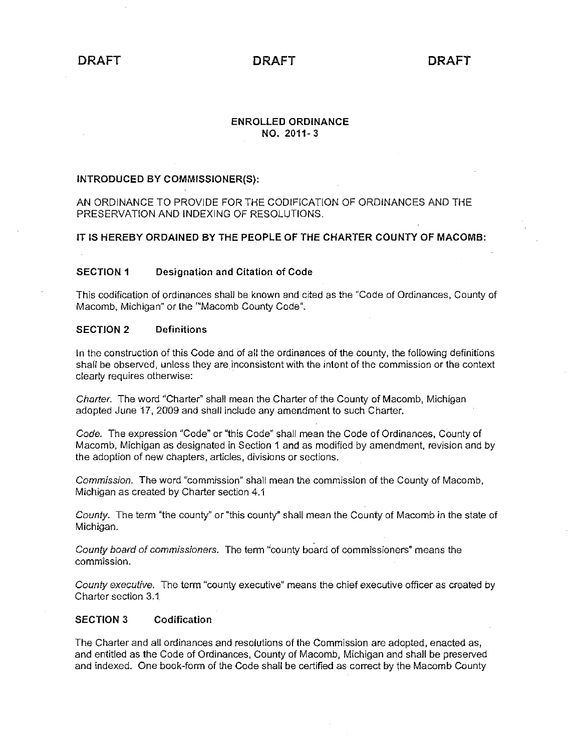DRAFT DRAFT DRAFT

**ENROLLED ORDINANCE**
**NO. 2011- 3**

**INTRODUCED BY COMMISSIONER(S):**

AN ORDINANCE TO PROVIDE FOR THE CODIFICATION OF ORDINANCES AND THE PRESERVATION AND INDEXING OF RESOLUTIONS.

**IT IS HEREBY ORDAINED BY THE PEOPLE OF THE CHARTER COUNTY OF MACOMB:**

**SECTION 1 Designation and Citation of Code**

This codification of ordinances shall be known and cited as the "Code of Ordinances, County of Macomb, Michigan" or the ""Macomb County Code".

**SECTION 2 Definitions**

In the construction of this Code and of all the ordinances of the county, the following definitions shall be observed, unless they are inconsistent with the intent of the commission or the context clearly requires otherwise:

*Charter.* The word "Charter" shall mean the Charter of the County of Macomb, Michigan adopted June 17, 2009 and shall include any amendment to such Charter.

*Code.* The expression "Code" or "this Code" shall mean the Code of Ordinances, County of Macomb, Michigan as designated in Section 1 and as modified by amendment, revision and by the adoption of new chapters, articles, divisions or sections.

*Commission.* The word "commission" shall mean the commission of the County of Macomb, Michigan as created by Charter section 4.1

*County.* The term "the county" or "this county" shall mean the County of Macomb in the state of Michigan.

*County board of commissioners.* The term "county board of commissioners" means the commission.

*County executive.* The term "county executive" means the chief executive officer as created by Charter section 3.1

**SECTION 3 Codification**

The Charter and all ordinances and resolutions of the Commission are adopted, enacted as, and entitled as the Code of Ordinances, County of Macomb, Michigan and shall be preserved and indexed. One book-form of the Code shall be certified as correct by the Macomb County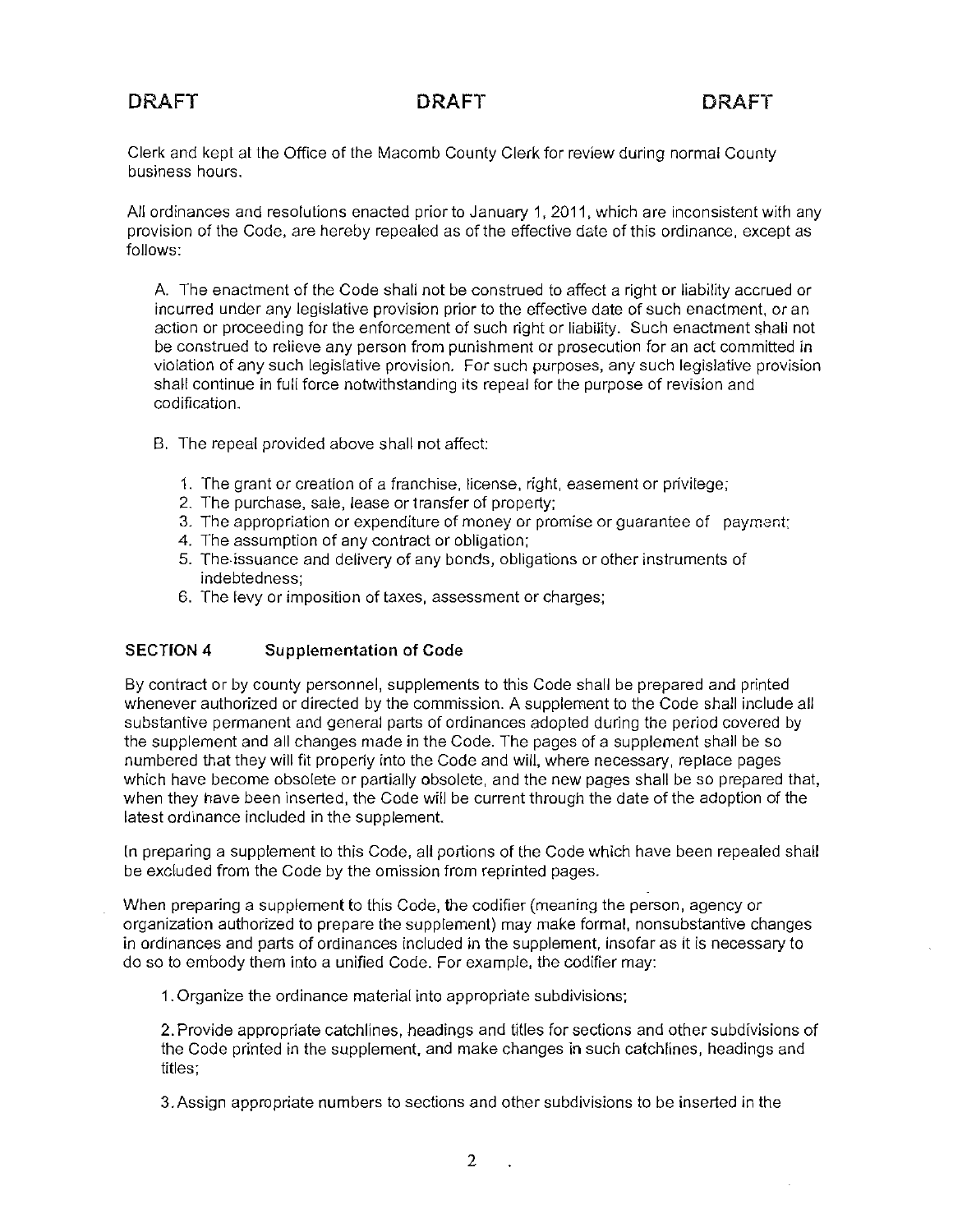DRAFT DRAFT DRAFT

Clerk and kept at the Office of the Macomb County Clerk for review during normal County business hours.

All ordinances and resolutions enacted prior to January 1, 2011, which are inconsistent with any provision of the Code, are hereby repealed as of the effective date of this ordinance, except as follows:

A. The enactment of the Code shall not be construed to affect a right or liability accrued or incurred under any legislative provision prior to the effective date of such enactment, or an action or proceeding for the enforcement of such right or liability. Such enactment shall not be construed to relieve any person from punishment or prosecution for an act committed in violation of any such legislative provision. For such purposes, any such legislative provision shall continue in full force notwithstanding its repeal for the purpose of revision and codification.

B. The repeal provided above shall not affect:

1. The grant or creation of a franchise, license, right, easement or privilege;
2. The purchase, sale, lease or transfer of property;
3. The appropriation or expenditure of money or promise or guarantee of payment;
4. The assumption of any contract or obligation;
5. The issuance and delivery of any bonds, obligations or other instruments of indebtedness;
6. The levy or imposition of taxes, assessment or charges;

**SECTION 4 Supplementation of Code**

By contract or by county personnel, supplements to this Code shall be prepared and printed whenever authorized or directed by the commission. A supplement to the Code shall include all substantive permanent and general parts of ordinances adopted during the period covered by the supplement and all changes made in the Code. The pages of a supplement shall be so numbered that they will fit properly into the Code and will, where necessary, replace pages which have become obsolete or partially obsolete, and the new pages shall be so prepared that, when they have been inserted, the Code will be current through the date of the adoption of the latest ordinance included in the supplement.

In preparing a supplement to this Code, all portions of the Code which have been repealed shall be excluded from the Code by the omission from reprinted pages.

When preparing a supplement to this Code, the codifier (meaning the person, agency or organization authorized to prepare the supplement) may make formal, nonsubstantive changes in ordinances and parts of ordinances included in the supplement, insofar as it is necessary to do so to embody them into a unified Code. For example, the codifier may:

1. Organize the ordinance material into appropriate subdivisions;

2. Provide appropriate catchlines, headings and titles for sections and other subdivisions of the Code printed in the supplement, and make changes in such catchlines, headings and titles;

3. Assign appropriate numbers to sections and other subdivisions to be inserted in the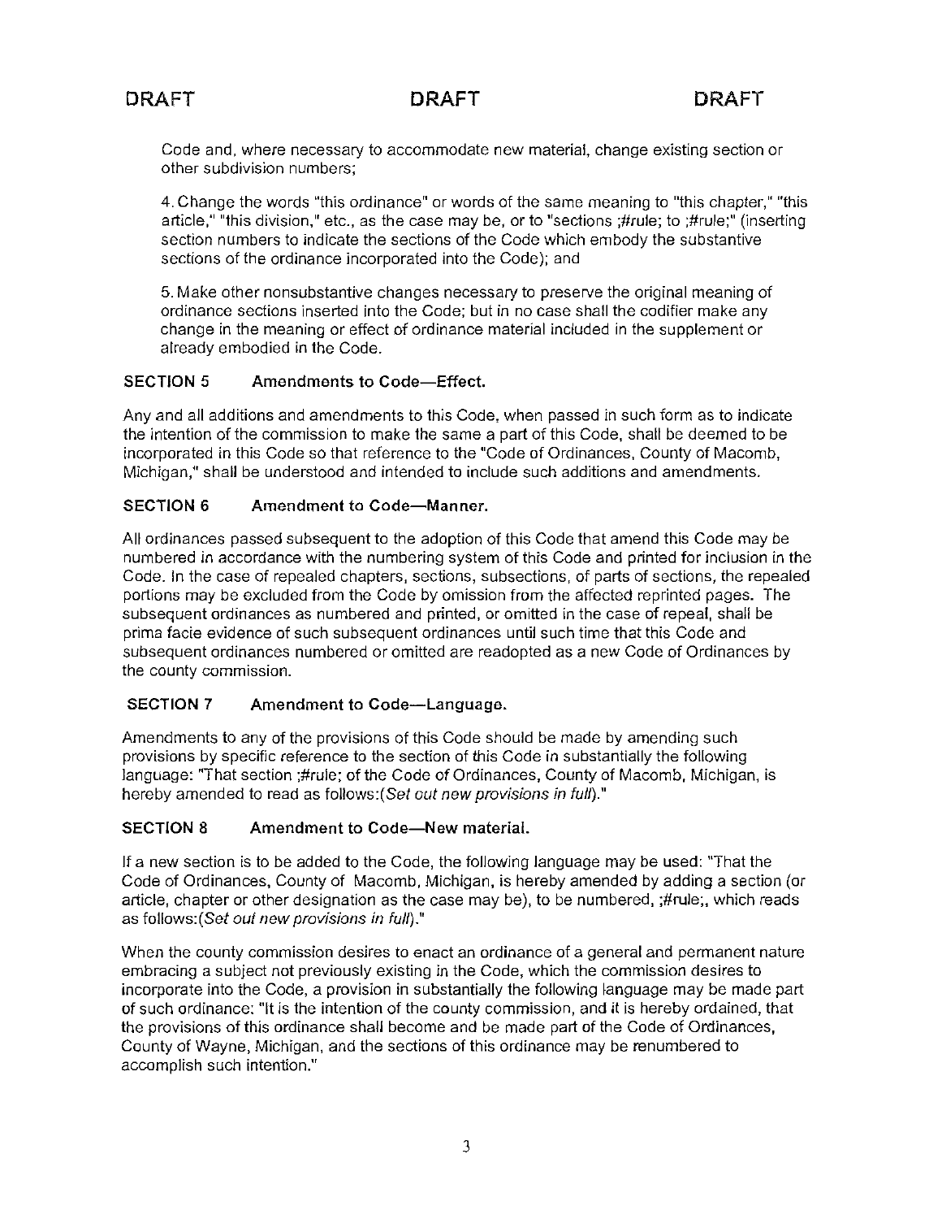Code and, where necessary to accommodate new material, change existing section or other subdivision numbers;

4. Change the words "this ordinance" or words of the same meaning to "this chapter," "this article," "this division," etc., as the case may be, or to "sections ;#rule; to ;#rule;" (inserting section numbers to indicate the sections of the Code which embody the substantive sections of the ordinance incorporated into the Code); and

5. Make other nonsubstantive changes necessary to preserve the original meaning of ordinance sections inserted into the Code; but in no case shall the codifier make any change in the meaning or effect of ordinance material included in the supplement or already embodied in the Code.

**SECTION 5 Amendments to Code—Effect.**

Any and all additions and amendments to this Code, when passed in such form as to indicate the intention of the commission to make the same a part of this Code, shall be deemed to be incorporated in this Code so that reference to the "Code of Ordinances, County of Macomb, Michigan," shall be understood and intended to include such additions and amendments.

**SECTION 6 Amendment to Code—Manner.**

All ordinances passed subsequent to the adoption of this Code that amend this Code may be numbered in accordance with the numbering system of this Code and printed for inclusion in the Code. In the case of repealed chapters, sections, subsections, of parts of sections, the repealed portions may be excluded from the Code by omission from the affected reprinted pages. The subsequent ordinances as numbered and printed, or omitted in the case of repeal, shall be prima facie evidence of such subsequent ordinances until such time that this Code and subsequent ordinances numbered or omitted are readopted as a new Code of Ordinances by the county commission.

**SECTION 7 Amendment to Code—Language.**

Amendments to any of the provisions of this Code should be made by amending such provisions by specific reference to the section of this Code in substantially the following language: "That section ;#rule; of the Code of Ordinances, County of Macomb, Michigan, is hereby amended to read as follows:(*Set out new provisions in full*)."

**SECTION 8 Amendment to Code—New material.**

If a new section is to be added to the Code, the following language may be used: "That the Code of Ordinances, County of Macomb, Michigan, is hereby amended by adding a section (or article, chapter or other designation as the case may be), to be numbered, ;#rule;, which reads as follows:(*Set out new provisions in full*)."

When the county commission desires to enact an ordinance of a general and permanent nature embracing a subject not previously existing in the Code, which the commission desires to incorporate into the Code, a provision in substantially the following language may be made part of such ordinance: "It is the intention of the county commission, and it is hereby ordained, that the provisions of this ordinance shall become and be made part of the Code of Ordinances, County of Wayne, Michigan, and the sections of this ordinance may be renumbered to accomplish such intention."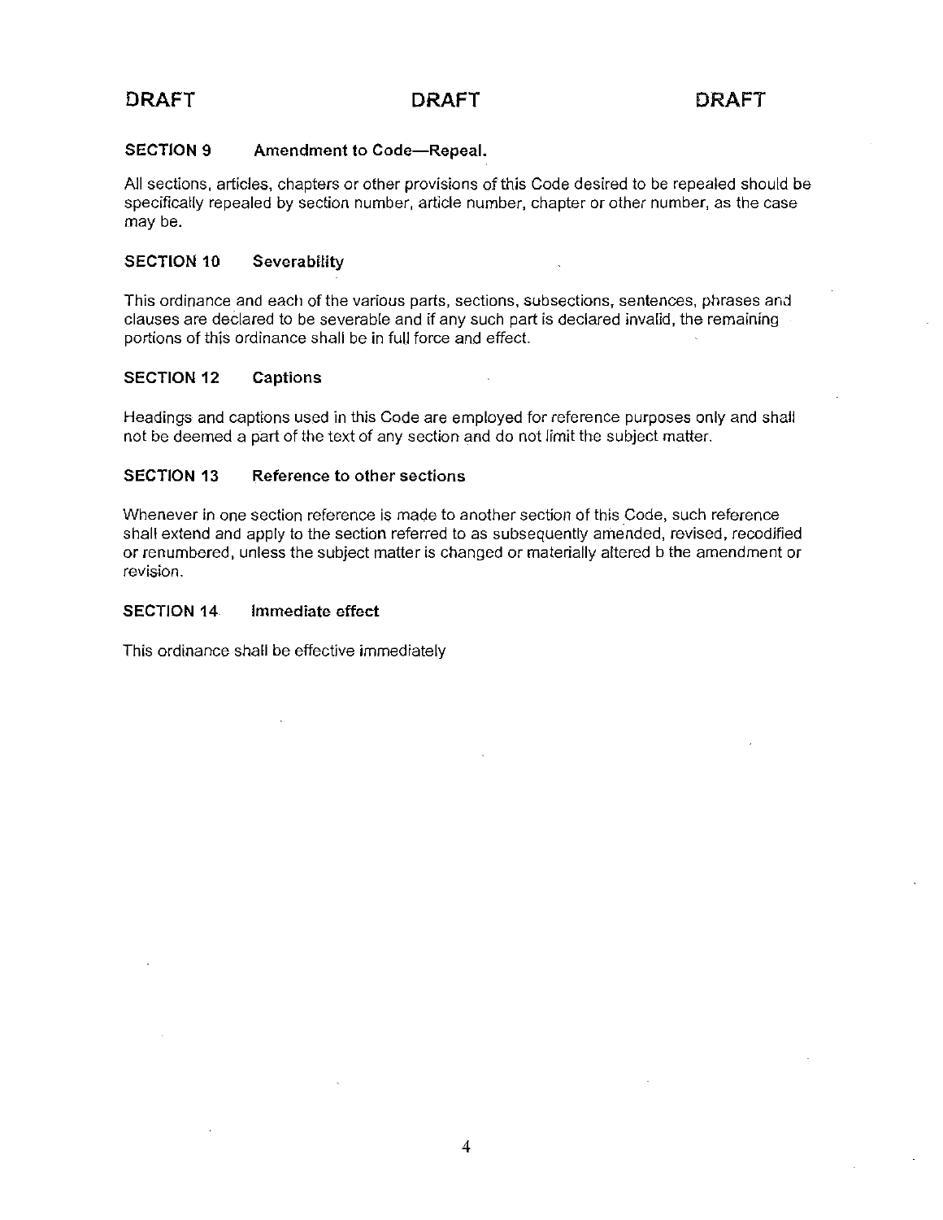DRAFT DRAFT DRAFT

**SECTION 9 Amendment to Code—Repeal.**

All sections, articles, chapters or other provisions of this Code desired to be repealed should be specifically repealed by section number, article number, chapter or other number, as the case may be.

**SECTION 10 Severability**

This ordinance and each of the various parts, sections, subsections, sentences, phrases and clauses are declared to be severable and if any such part is declared invalid, the remaining portions of this ordinance shall be in full force and effect.

**SECTION 12 Captions**

Headings and captions used in this Code are employed for reference purposes only and shall not be deemed a part of the text of any section and do not limit the subject matter.

**SECTION 13 Reference to other sections**

Whenever in one section reference is made to another section of this Code, such reference shall extend and apply to the section referred to as subsequently amended, revised, recodified or renumbered, unless the subject matter is changed or materially altered b the amendment or revision.

**SECTION 14 Immediate effect**

This ordinance shall be effective immediately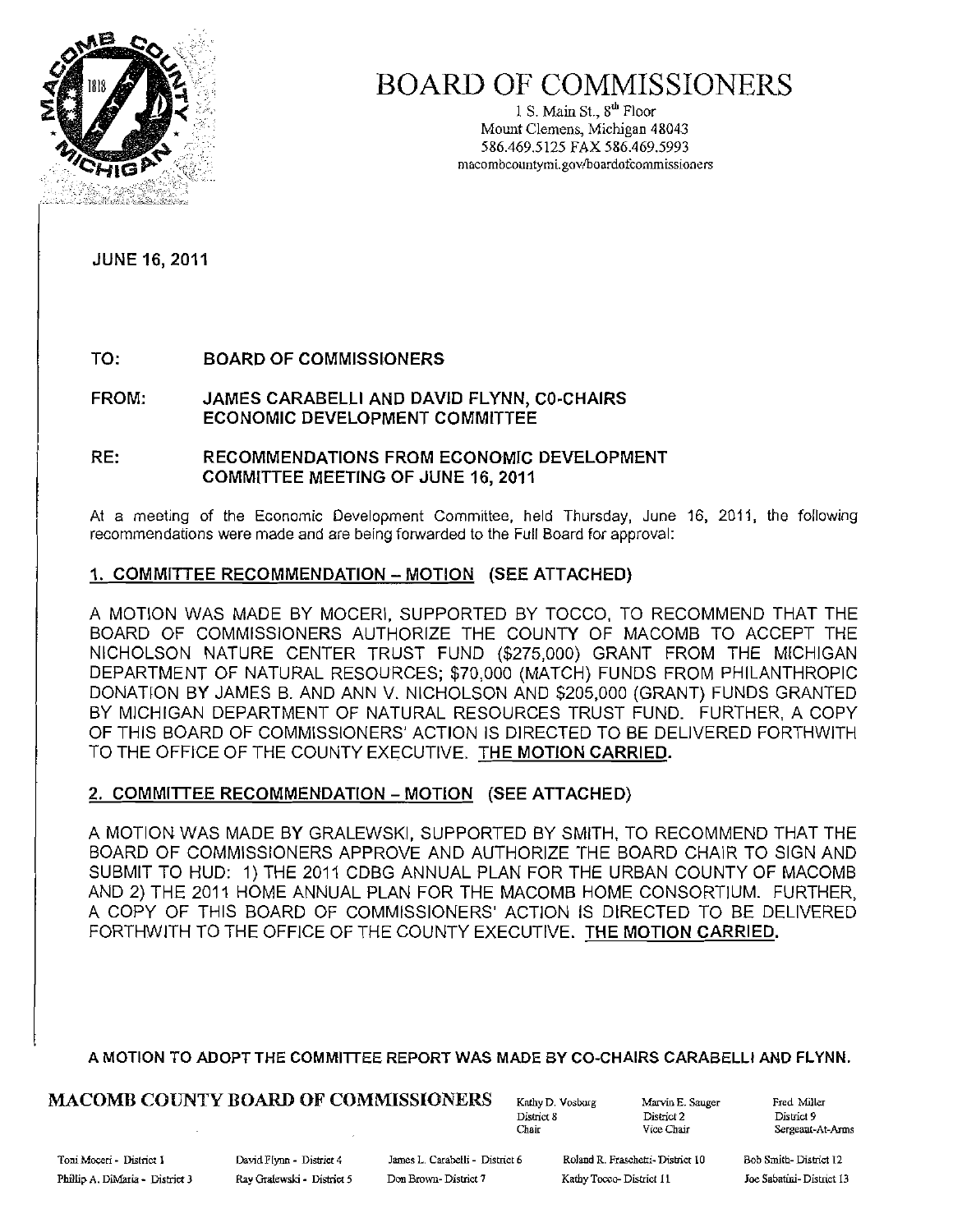# BOARD OF COMMISSIONERS

1 S. Main St., 8th Floor
Mount Clemens, Michigan 48043
586.469.5125 FAX 586.469.5993
macombcountymi.gov/boardofcommissioners

JUNE 16, 2011

**TO:** BOARD OF COMMISSIONERS

**FROM:** JAMES CARABELLI AND DAVID FLYNN, C0-CHAIRS
ECONOMIC DEVELOPMENT COMMITTEE

**RE:** RECOMMENDATIONS FROM ECONOMIC DEVELOPMENT COMMITTEE MEETING OF JUNE 16, 2011

At a meeting of the Economic Development Committee, held Thursday, June 16, 2011, the following recommendations were made and are being forwarded to the Full Board for approval:

**1. COMMITTEE RECOMMENDATION – MOTION (SEE ATTACHED)**

A MOTION WAS MADE BY MOCERI, SUPPORTED BY TOCCO, TO RECOMMEND THAT THE BOARD OF COMMISSIONERS AUTHORIZE THE COUNTY OF MACOMB TO ACCEPT THE NICHOLSON NATURE CENTER TRUST FUND ($275,000) GRANT FROM THE MICHIGAN DEPARTMENT OF NATURAL RESOURCES; $70,000 (MATCH) FUNDS FROM PHILANTHROPIC DONATION BY JAMES B. AND ANN V. NICHOLSON AND $205,000 (GRANT) FUNDS GRANTED BY MICHIGAN DEPARTMENT OF NATURAL RESOURCES TRUST FUND. FURTHER, A COPY OF THIS BOARD OF COMMISSIONERS' ACTION IS DIRECTED TO BE DELIVERED FORTHWITH TO THE OFFICE OF THE COUNTY EXECUTIVE. **THE MOTION CARRIED.**

**2. COMMITTEE RECOMMENDATION – MOTION (SEE ATTACHED)**

A MOTION WAS MADE BY GRALEWSKI, SUPPORTED BY SMITH, TO RECOMMEND THAT THE BOARD OF COMMISSIONERS APPROVE AND AUTHORIZE THE BOARD CHAIR TO SIGN AND SUBMIT TO HUD: 1) THE 2011 CDBG ANNUAL PLAN FOR THE URBAN COUNTY OF MACOMB AND 2) THE 2011 HOME ANNUAL PLAN FOR THE MACOMB HOME CONSORTIUM. FURTHER, A COPY OF THIS BOARD OF COMMISSIONERS' ACTION IS DIRECTED TO BE DELIVERED FORTHWITH TO THE OFFICE OF THE COUNTY EXECUTIVE. **THE MOTION CARRIED.**

**A MOTION TO ADOPT THE COMMITTEE REPORT WAS MADE BY CO-CHAIRS CARABELLI AND FLYNN.**

**MACOMB COUNTY BOARD OF COMMISSIONERS**

Kathy D. Vosburg, District 8, Chair
Marvin E. Sauger, District 2, Vice Chair
Fred Miller, District 9, Sergeant-At-Arms

Toni Moceri - District 1
Phillip A. DiMaria - District 3
David Flynn - District 4
Ray Gralewski - District 5
James L. Carabelli - District 6
Don Brown - District 7
Roland R. Fraschetti - District 10
Kathy Tocco - District 11
Bob Smith - District 12
Joe Sabatini - District 13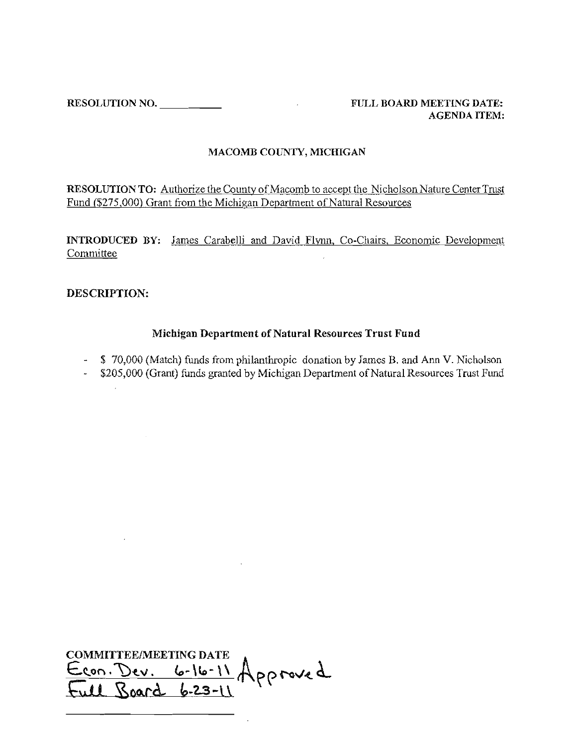RESOLUTION NO. __________

FULL BOARD MEETING DATE:
AGENDA ITEM:

MACOMB COUNTY, MICHIGAN

**RESOLUTION TO:** Authorize the County of Macomb to accept the Nicholson Nature Center Trust Fund ($275,000) Grant from the Michigan Department of Natural Resources

**INTRODUCED BY:** James Carabelli and David Flynn, Co-Chairs, Economic Development Committee

**DESCRIPTION:**

**Michigan Department of Natural Resources Trust Fund**

- $ 70,000 (Match) funds from philanthropic donation by James B. and Ann V. Nicholson
- $205,000 (Grant) funds granted by Michigan Department of Natural Resources Trust Fund

**COMMITTEE/MEETING DATE**

Econ. Dev. 6-16-11 Approved

Full Board 6-23-11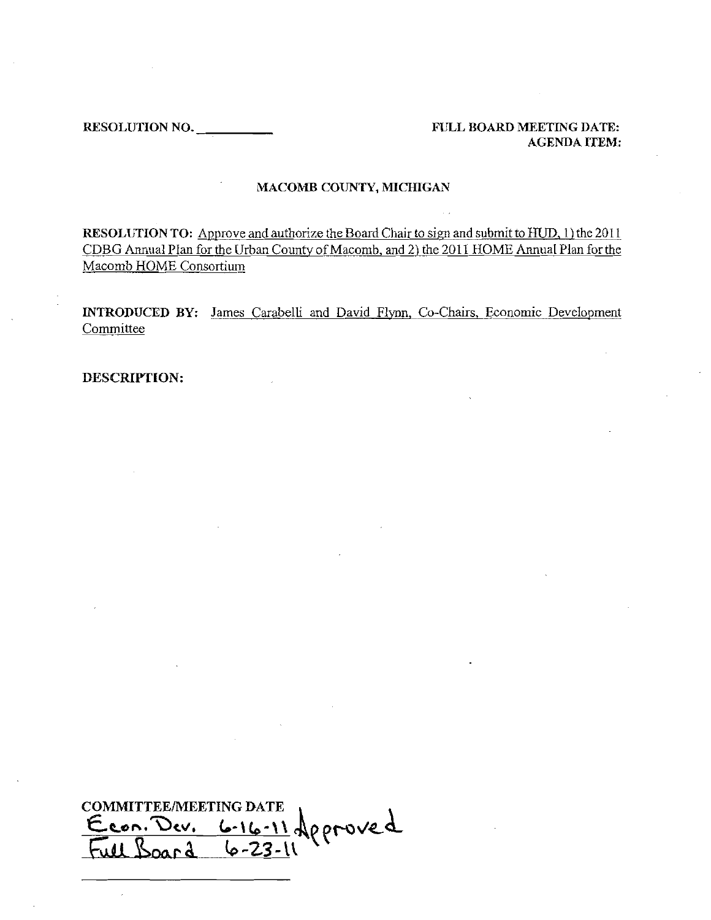**RESOLUTION NO.** __________

**FULL BOARD MEETING DATE:**
**AGENDA ITEM:**

**MACOMB COUNTY, MICHIGAN**

**RESOLUTION TO:** Approve and authorize the Board Chair to sign and submit to HUD, 1) the 2011 CDBG Annual Plan for the Urban County of Macomb, and 2) the 2011 HOME Annual Plan for the Macomb HOME Consortium

**INTRODUCED BY:** James Carabelli and David Flynn, Co-Chairs, Economic Development Committee

**DESCRIPTION:**

**COMMITTEE/MEETING DATE**

Econ. Dev. 6-16-11 Approved
Full Board 6-23-11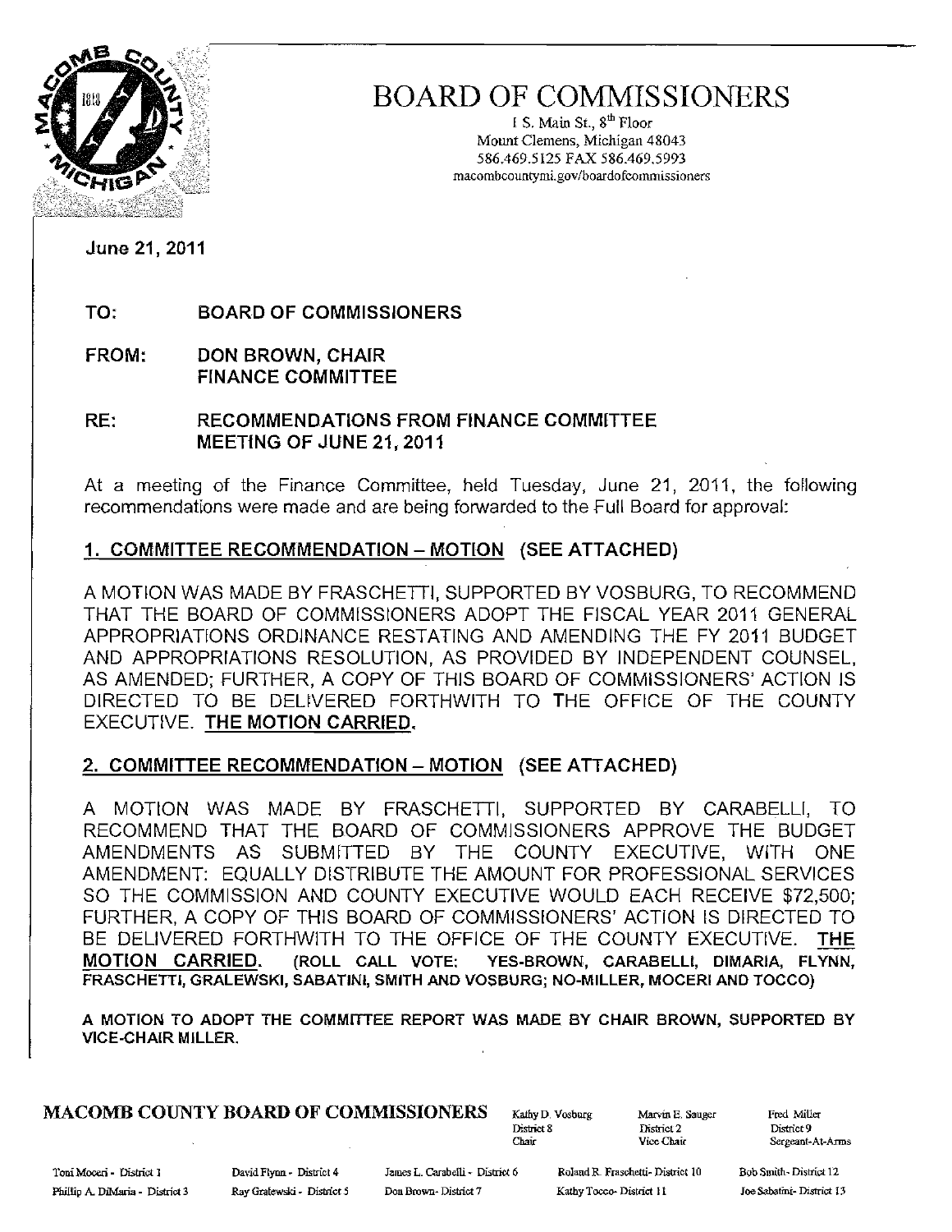# BOARD OF COMMISSIONERS

1 S. Main St., 8th Floor
Mount Clemens, Michigan 48043
586.469.5125 FAX 586.469.5993
macombcountymi.gov/boardofcommissioners

June 21, 2011

**TO:** BOARD OF COMMISSIONERS

**FROM:** DON BROWN, CHAIR
FINANCE COMMITTEE

**RE:** RECOMMENDATIONS FROM FINANCE COMMITTEE MEETING OF JUNE 21, 2011

At a meeting of the Finance Committee, held Tuesday, June 21, 2011, the following recommendations were made and are being forwarded to the Full Board for approval:

## 1. COMMITTEE RECOMMENDATION – MOTION (SEE ATTACHED)

A MOTION WAS MADE BY FRASCHETTI, SUPPORTED BY VOSBURG, TO RECOMMEND THAT THE BOARD OF COMMISSIONERS ADOPT THE FISCAL YEAR 2011 GENERAL APPROPRIATIONS ORDINANCE RESTATING AND AMENDING THE FY 2011 BUDGET AND APPROPRIATIONS RESOLUTION, AS PROVIDED BY INDEPENDENT COUNSEL, AS AMENDED; FURTHER, A COPY OF THIS BOARD OF COMMISSIONERS' ACTION IS DIRECTED TO BE DELIVERED FORTHWITH TO THE OFFICE OF THE COUNTY EXECUTIVE. **THE MOTION CARRIED.**

## 2. COMMITTEE RECOMMENDATION – MOTION (SEE ATTACHED)

A MOTION WAS MADE BY FRASCHETTI, SUPPORTED BY CARABELLI, TO RECOMMEND THAT THE BOARD OF COMMISSIONERS APPROVE THE BUDGET AMENDMENTS AS SUBMITTED BY THE COUNTY EXECUTIVE, WITH ONE AMENDMENT: EQUALLY DISTRIBUTE THE AMOUNT FOR PROFESSIONAL SERVICES SO THE COMMISSION AND COUNTY EXECUTIVE WOULD EACH RECEIVE $72,500; FURTHER, A COPY OF THIS BOARD OF COMMISSIONERS' ACTION IS DIRECTED TO BE DELIVERED FORTHWITH TO THE OFFICE OF THE COUNTY EXECUTIVE. **THE MOTION CARRIED.** (ROLL CALL VOTE: YES-BROWN, CARABELLI, DIMARIA, FLYNN, FRASCHETTI, GRALEWSKI, SABATINI, SMITH AND VOSBURG; NO-MILLER, MOCERI AND TOCCO)

**A MOTION TO ADOPT THE COMMITTEE REPORT WAS MADE BY CHAIR BROWN, SUPPORTED BY VICE-CHAIR MILLER.**

**MACOMB COUNTY BOARD OF COMMISSIONERS**

Kathy D. Vosburg, District 8, Chair
Marvin E. Sauger, District 2, Vice Chair
Fred Miller, District 9, Sergeant-At-Arms

Toni Moceri - District 1
Phillip A. DiMaria - District 3
David Flynn - District 4
Ray Gralewski - District 5
James L. Carabelli - District 6
Don Brown - District 7
Roland R. Fraschetti - District 10
Kathy Tocco - District 11
Bob Smith - District 12
Joe Sabatini - District 13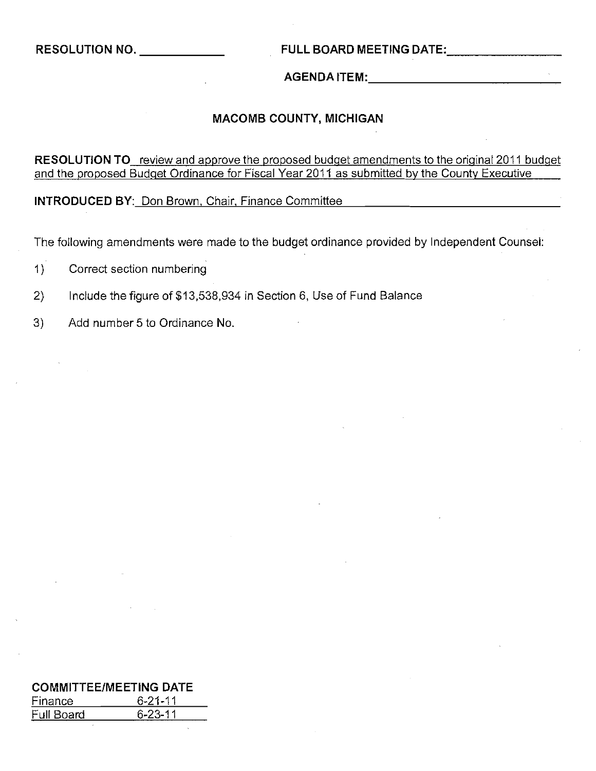**RESOLUTION NO.** ____________ **FULL BOARD MEETING DATE:** ________________

**AGENDA ITEM:** ____________________________

**MACOMB COUNTY, MICHIGAN**

**RESOLUTION TO** review and approve the proposed budget amendments to the original 2011 budget and the proposed Budget Ordinance for Fiscal Year 2011 as submitted by the County Executive

**INTRODUCED BY:** Don Brown, Chair, Finance Committee

The following amendments were made to the budget ordinance provided by Independent Counsel:

1) Correct section numbering

2) Include the figure of $13,538,934 in Section 6, Use of Fund Balance

3) Add number 5 to Ordinance No.

**COMMITTEE/MEETING DATE**

| | |
|---|---|
| Finance | 6-21-11 |
| Full Board | 6-23-11 |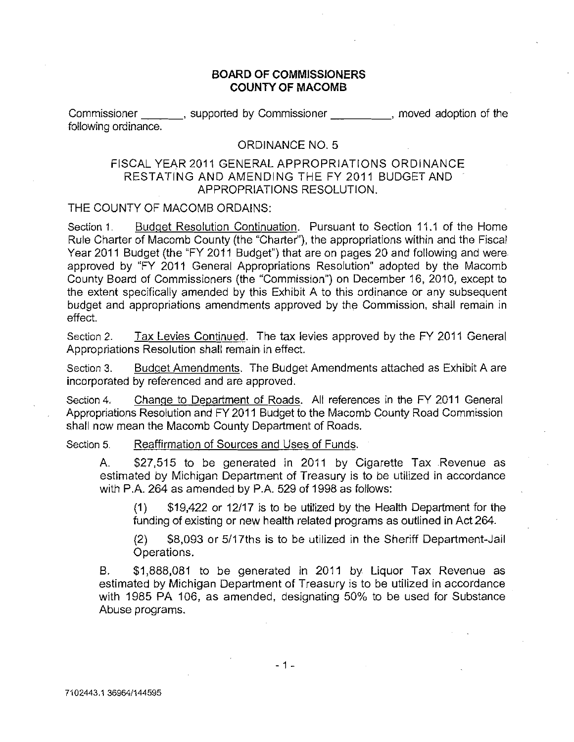**BOARD OF COMMISSIONERS**
**COUNTY OF MACOMB**

Commissioner _______, supported by Commissioner _________, moved adoption of the following ordinance.

ORDINANCE NO. 5

FISCAL YEAR 2011 GENERAL APPROPRIATIONS ORDINANCE RESTATING AND AMENDING THE FY 2011 BUDGET AND APPROPRIATIONS RESOLUTION.

THE COUNTY OF MACOMB ORDAINS:

Section 1. Budget Resolution Continuation. Pursuant to Section 11.1 of the Home Rule Charter of Macomb County (the "Charter"), the appropriations within and the Fiscal Year 2011 Budget (the "FY 2011 Budget") that are on pages 20 and following and were approved by "FY 2011 General Appropriations Resolution" adopted by the Macomb County Board of Commissioners (the "Commission") on December 16, 2010, except to the extent specifically amended by this Exhibit A to this ordinance or any subsequent budget and appropriations amendments approved by the Commission, shall remain in effect.

Section 2. Tax Levies Continued. The tax levies approved by the FY 2011 General Appropriations Resolution shall remain in effect.

Section 3. Budget Amendments. The Budget Amendments attached as Exhibit A are incorporated by referenced and are approved.

Section 4. Change to Department of Roads. All references in the FY 2011 General Appropriations Resolution and FY 2011 Budget to the Macomb County Road Commission shall now mean the Macomb County Department of Roads.

Section 5. Reaffirmation of Sources and Uses of Funds.

A. $27,515 to be generated in 2011 by Cigarette Tax Revenue as estimated by Michigan Department of Treasury is to be utilized in accordance with P.A. 264 as amended by P.A. 529 of 1998 as follows:

(1) $19,422 or 12/17 is to be utilized by the Health Department for the funding of existing or new health related programs as outlined in Act 264.

(2) $8,093 or 5/17ths is to be utilized in the Sheriff Department-Jail Operations.

B. $1,888,081 to be generated in 2011 by Liquor Tax Revenue as estimated by Michigan Department of Treasury is to be utilized in accordance with 1985 PA 106, as amended, designating 50% to be used for Substance Abuse programs.

7102443.1 36964/144595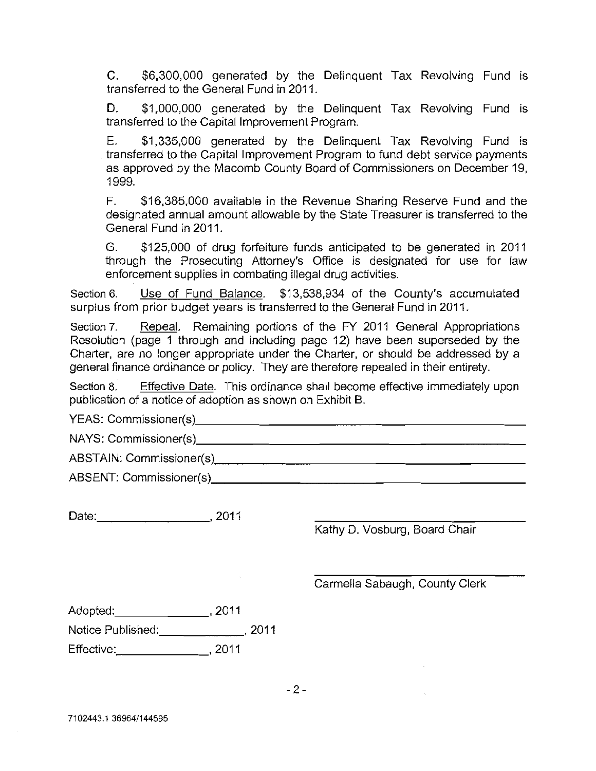C. $6,300,000 generated by the Delinquent Tax Revolving Fund is transferred to the General Fund in 2011.

D. $1,000,000 generated by the Delinquent Tax Revolving Fund is transferred to the Capital Improvement Program.

E. $1,335,000 generated by the Delinquent Tax Revolving Fund is transferred to the Capital Improvement Program to fund debt service payments as approved by the Macomb County Board of Commissioners on December 19, 1999.

F. $16,385,000 available in the Revenue Sharing Reserve Fund and the designated annual amount allowable by the State Treasurer is transferred to the General Fund in 2011.

G. $125,000 of drug forfeiture funds anticipated to be generated in 2011 through the Prosecuting Attorney's Office is designated for use for law enforcement supplies in combating illegal drug activities.

Section 6. Use of Fund Balance. $13,538,934 of the County's accumulated surplus from prior budget years is transferred to the General Fund in 2011.

Section 7. Repeal. Remaining portions of the FY 2011 General Appropriations Resolution (page 1 through and including page 12) have been superseded by the Charter, are no longer appropriate under the Charter, or should be addressed by a general finance ordinance or policy. They are therefore repealed in their entirety.

Section 8. Effective Date. This ordinance shall become effective immediately upon publication of a notice of adoption as shown on Exhibit B.

YEAS: Commissioner(s)\_\_\_\_\_\_\_\_\_\_\_\_\_\_\_\_\_\_\_\_\_\_\_\_\_\_\_\_\_\_

NAYS: Commissioner(s)\_\_\_\_\_\_\_\_\_\_\_\_\_\_\_\_\_\_\_\_\_\_\_\_\_\_\_\_\_\_

ABSTAIN: Commissioner(s)\_\_\_\_\_\_\_\_\_\_\_\_\_\_\_\_\_\_\_\_\_\_\_\_\_\_\_\_\_\_

ABSENT: Commissioner(s)\_\_\_\_\_\_\_\_\_\_\_\_\_\_\_\_\_\_\_\_\_\_\_\_\_\_\_\_\_\_

Date:\_\_\_\_\_\_\_\_\_\_\_\_\_\_\_\_, 2011

\_\_\_\_\_\_\_\_\_\_\_\_\_\_\_\_\_\_\_\_\_\_\_\_\_\_\_\_
Kathy D. Vosburg, Board Chair

\_\_\_\_\_\_\_\_\_\_\_\_\_\_\_\_\_\_\_\_\_\_\_\_\_\_\_\_
Carmella Sabaugh, County Clerk

Adopted:\_\_\_\_\_\_\_\_\_\_\_\_\_\_, 2011

Notice Published:\_\_\_\_\_\_\_\_\_\_\_\_\_\_, 2011

Effective:\_\_\_\_\_\_\_\_\_\_\_\_\_\_, 2011

7102443.1 36964/144595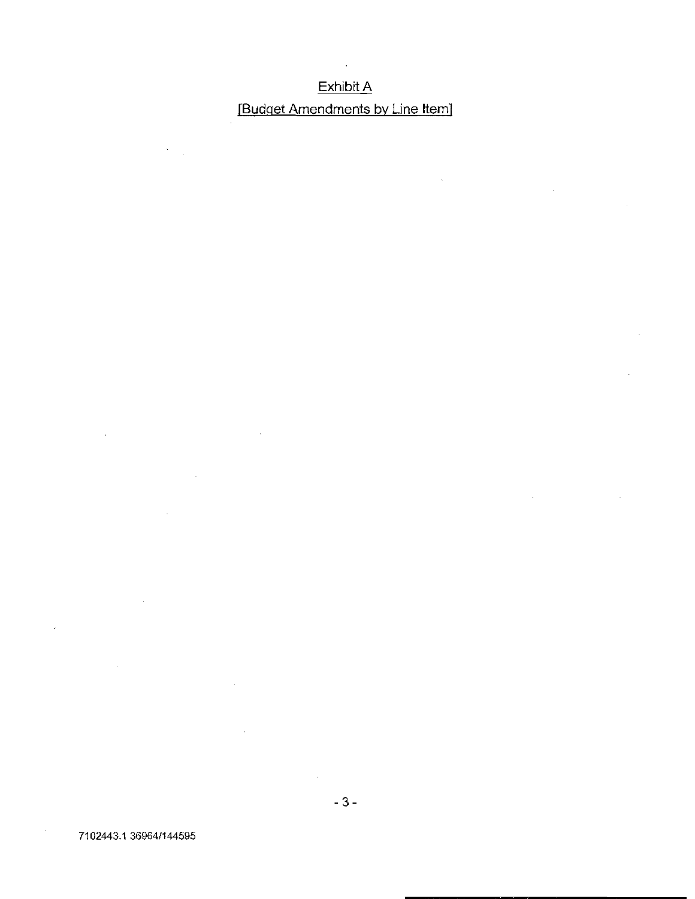Exhibit A

[Budget Amendments by Line Item]

7102443.1 36964/144595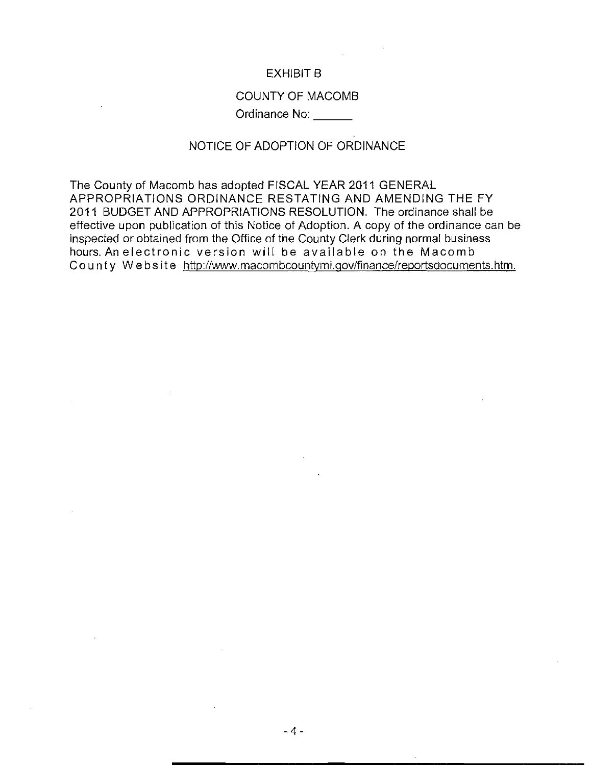EXHIBIT B

COUNTY OF MACOMB

Ordinance No: ______

NOTICE OF ADOPTION OF ORDINANCE

The County of Macomb has adopted FISCAL YEAR 2011 GENERAL APPROPRIATIONS ORDINANCE RESTATING AND AMENDING THE FY 2011 BUDGET AND APPROPRIATIONS RESOLUTION. The ordinance shall be effective upon publication of this Notice of Adoption. A copy of the ordinance can be inspected or obtained from the Office of the County Clerk during normal business hours. An electronic version will be available on the Macomb County Website http://www.macombcountymi.gov/finance/reportsdocuments.htm.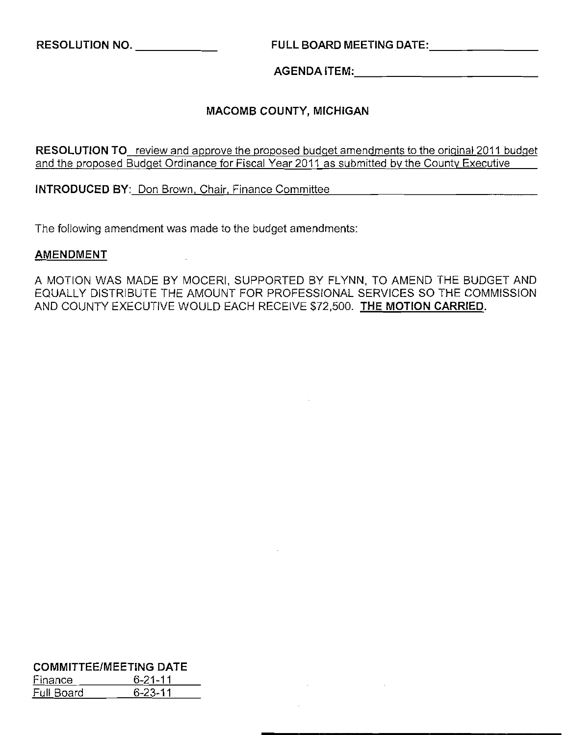**RESOLUTION NO.** ____________ **FULL BOARD MEETING DATE:** ____________

**AGENDA ITEM:** ____________

**MACOMB COUNTY, MICHIGAN**

**RESOLUTION TO** review and approve the proposed budget amendments to the original 2011 budget and the proposed Budget Ordinance for Fiscal Year 2011 as submitted by the County Executive

**INTRODUCED BY:** Don Brown, Chair, Finance Committee

The following amendment was made to the budget amendments:

**AMENDMENT**

A MOTION WAS MADE BY MOCERI, SUPPORTED BY FLYNN, TO AMEND THE BUDGET AND EQUALLY DISTRIBUTE THE AMOUNT FOR PROFESSIONAL SERVICES SO THE COMMISSION AND COUNTY EXECUTIVE WOULD EACH RECEIVE $72,500. **THE MOTION CARRIED.**

**COMMITTEE/MEETING DATE**

| | |
|---|---|
| Finance | 6-21-11 |
| Full Board | 6-23-11 |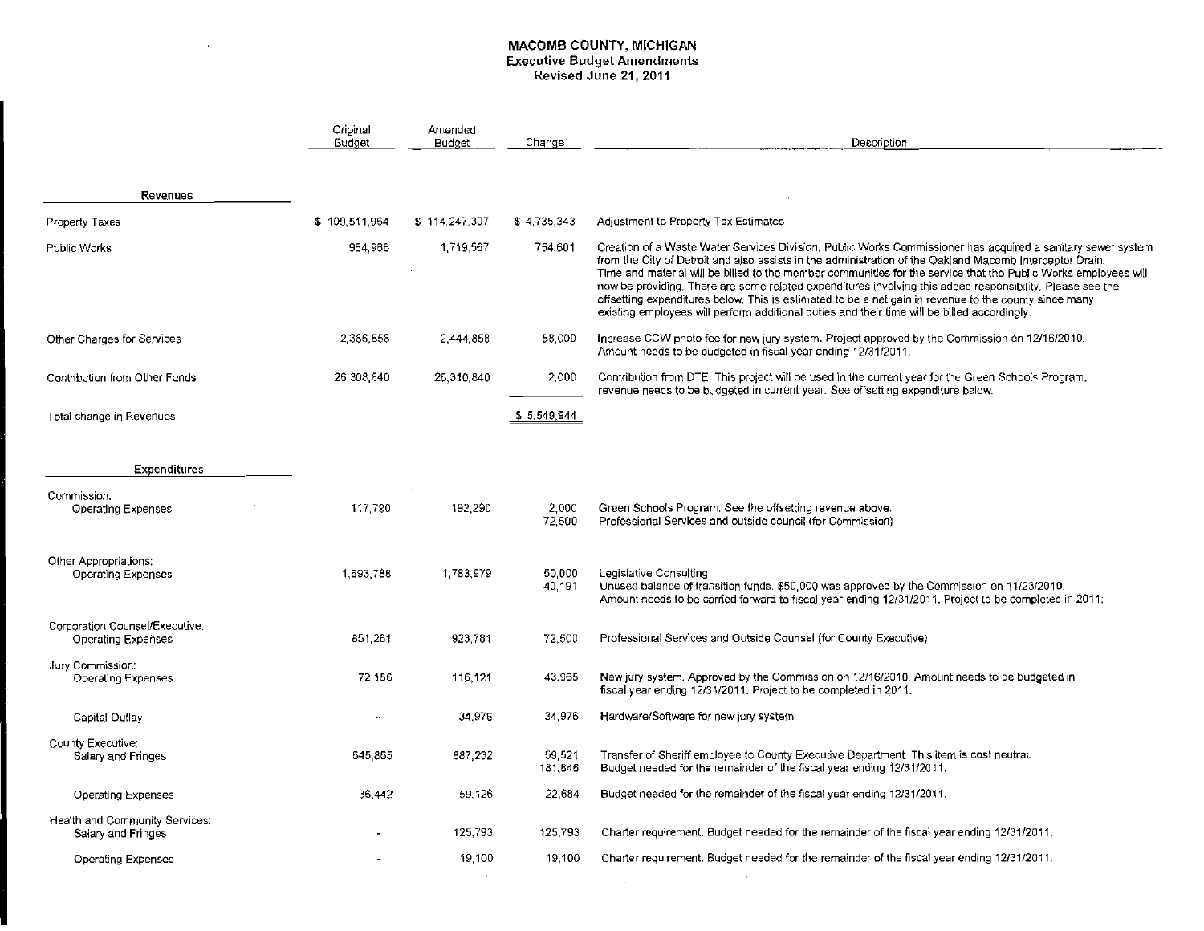## MACOMB COUNTY, MICHIGAN
### Executive Budget Amendments
### Revised June 21, 2011

| | Original Budget | Amended Budget | Change | Description |
|---|---|---|---|---|
| **Revenues** | | | | |
| Property Taxes | $ 109,511,964 | $ 114,247,307 | $ 4,735,343 | Adjustment to Property Tax Estimates |
| Public Works | 964,966 | 1,719,567 | 754,601 | Creation of a Waste Water Services Division. Public Works Commissioner has acquired a sanitary sewer system from the City of Detroit and also assists in the administration of the Oakland Macomb Interceptor Drain. Time and material will be billed to the member communities for the service that the Public Works employees will now be providing. There are some related expenditures involving this added responsibility. Please see the offsetting expenditures below. This is estimated to be a net gain in revenue to the county since many existing employees will perform additional duties and their time will be billed accordingly. |
| Other Charges for Services | 2,386,858 | 2,444,858 | 58,000 | Increase CCW photo fee for new jury system. Project approved by the Commission on 12/16/2010. Amount needs to be budgeted in fiscal year ending 12/31/2011. |
| Contribution from Other Funds | 26,308,840 | 26,310,840 | 2,000 | Contribution from DTE. This project will be used in the current year for the Green Schools Program, revenue needs to be budgeted in current year. See offsetting expenditure below. |
| Total change in Revenues | | | $ 5,549,944 | |
| **Expenditures** | | | | |
| Commission: Operating Expenses | 117,790 | 192,290 | 2,000 | Green Schools Program. See the offsetting revenue above. |
| | | | 72,500 | Professional Services and outside council (for Commission) |
| Other Appropriations: Operating Expenses | 1,693,788 | 1,783,979 | 50,000 | Legislative Consulting |
| | | | 40,191 | Unused balance of transition funds. $50,000 was approved by the Commission on 11/23/2010. Amount needs to be carried forward to fiscal year ending 12/31/2011. Project to be completed in 2011. |
| Corporation Counsel/Executive: Operating Expenses | 851,281 | 923,781 | 72,500 | Professional Services and Outside Counsel (for County Executive) |
| Jury Commission: Operating Expenses | 72,156 | 116,121 | 43,965 | New jury system. Approved by the Commission on 12/16/2010. Amount needs to be budgeted in fiscal year ending 12/31/2011. Project to be completed in 2011. |
| Capital Outlay | - | 34,976 | 34,976 | Hardware/Software for new jury system. |
| County Executive: Salary and Fringes | 645,865 | 887,232 | 59,521 | Transfer of Sheriff employee to County Executive Department. This item is cost neutral. |
| | | | 181,846 | Budget needed for the remainder of the fiscal year ending 12/31/2011. |
| Operating Expenses | 36,442 | 59,126 | 22,684 | Budget needed for the remainder of the fiscal year ending 12/31/2011. |
| Health and Community Services: Salary and Fringes | - | 125,793 | 125,793 | Charter requirement. Budget needed for the remainder of the fiscal year ending 12/31/2011. |
| Operating Expenses | - | 19,100 | 19,100 | Charter requirement. Budget needed for the remainder of the fiscal year ending 12/31/2011. |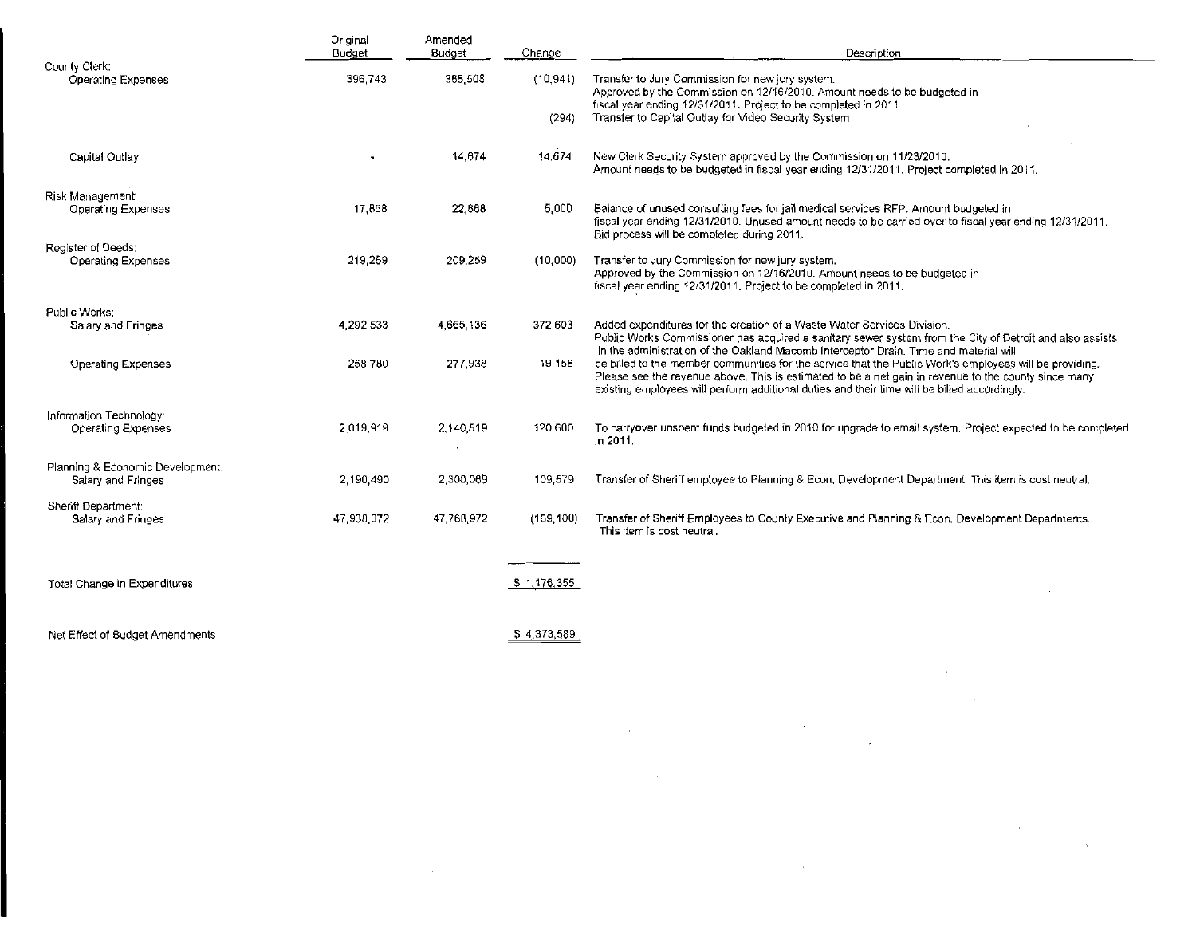| | Original Budget | Amended Budget | Change | Description |
|---|---|---|---|---|
| County Clerk: | | | | |
| Operating Expenses | 396,743 | 385,508 | (10,941) | Transfer to Jury Commission for new jury system. Approved by the Commission on 12/16/2010. Amount needs to be budgeted in fiscal year ending 12/31/2011. Project to be completed in 2011. |
| | | | (294) | Transfer to Capital Outlay for Video Security System |
| Capital Outlay | - | 14,674 | 14,674 | New Clerk Security System approved by the Commission on 11/23/2010. Amount needs to be budgeted in fiscal year ending 12/31/2011. Project completed in 2011. |
| Risk Management: | | | | |
| Operating Expenses | 17,868 | 22,868 | 5,000 | Balance of unused consulting fees for jail medical services RFP. Amount budgeted in fiscal year ending 12/31/2010. Unused amount needs to be carried over to fiscal year ending 12/31/2011. Bid process will be completed during 2011. |
| Register of Deeds: | | | | |
| Operating Expenses | 219,259 | 209,259 | (10,000) | Transfer to Jury Commission for new jury system. Approved by the Commission on 12/16/2010. Amount needs to be budgeted in fiscal year ending 12/31/2011. Project to be completed in 2011. |
| Public Works: | | | | |
| Salary and Fringes | 4,292,533 | 4,665,136 | 372,603 | Added expenditures for the creation of a Waste Water Services Division. Public Works Commissioner has acquired a sanitary sewer system from the City of Detroit and also assists in the administration of the Oakland Macomb Interceptor Drain. Time and material will be billed to the member communities for the service that the Public Work's employees will be providing. Please see the revenue above. This is estimated to be a net gain in revenue to the county since many existing employees will perform additional duties and their time will be billed accordingly. |
| Operating Expenses | 258,780 | 277,938 | 19,158 | |
| Information Technology: | | | | |
| Operating Expenses | 2,019,919 | 2,140,519 | 120,600 | To carryover unspent funds budgeted in 2010 for upgrade to email system. Project expected to be completed in 2011. |
| Planning & Economic Development: | | | | |
| Salary and Fringes | 2,190,490 | 2,300,069 | 109,579 | Transfer of Sheriff employee to Planning & Econ. Development Department. This item is cost neutral. |
| Sheriff Department: | | | | |
| Salary and Fringes | 47,938,072 | 47,768,972 | (169,100) | Transfer of Sheriff Employees to County Executive and Planning & Econ. Development Departments. This item is cost neutral. |
| Total Change in Expenditures | | | $ 1,176,355 | |
| Net Effect of Budget Amendments | | | $ 4,373,589 | |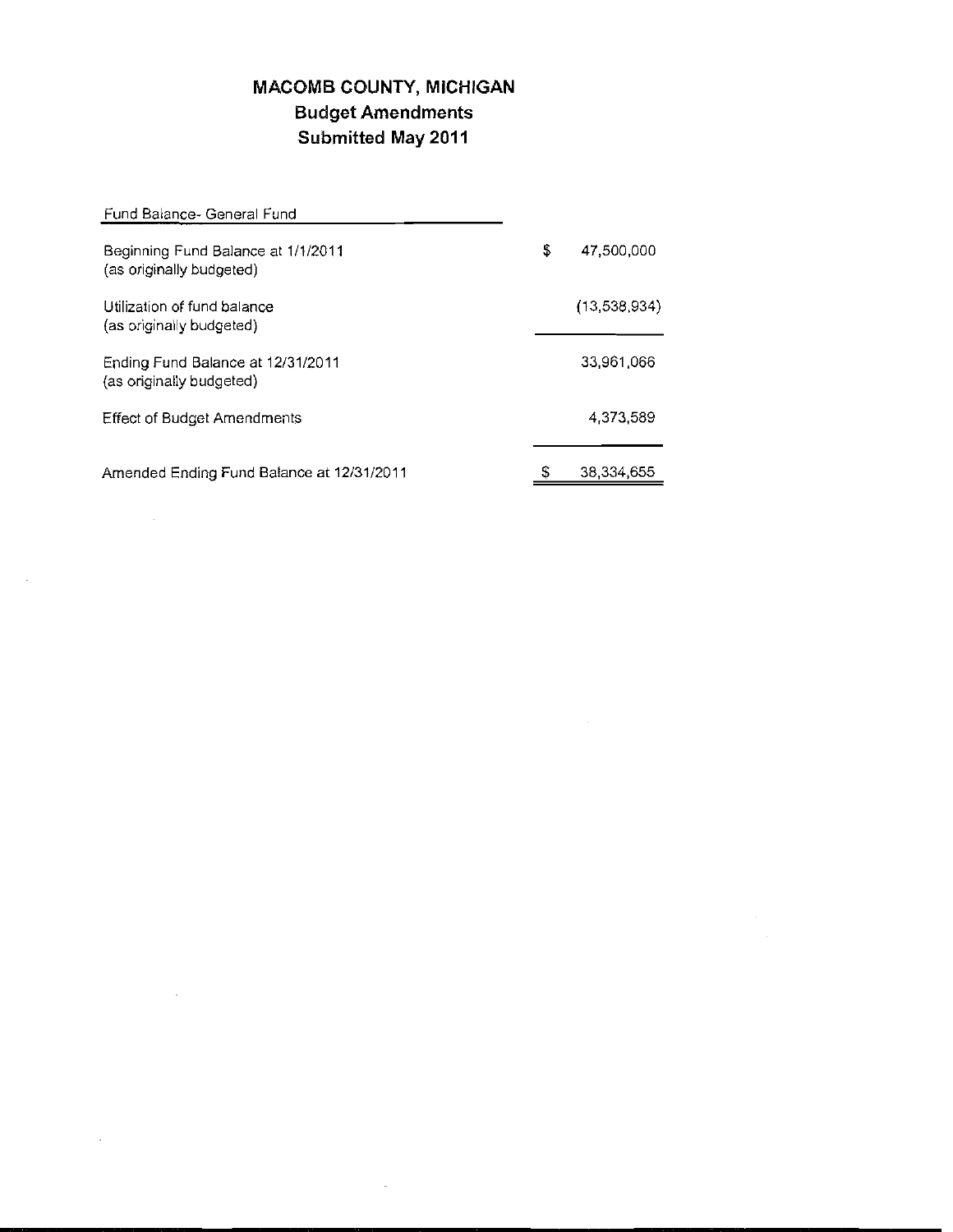# MACOMB COUNTY, MICHIGAN
## Budget Amendments
## Submitted May 2011

| Fund Balance- General Fund | |
|---|---|
| Beginning Fund Balance at 1/1/2011 (as originally budgeted) | $ 47,500,000 |
| Utilization of fund balance (as originally budgeted) | (13,538,934) |
| Ending Fund Balance at 12/31/2011 (as originally budgeted) | 33,961,066 |
| Effect of Budget Amendments | 4,373,589 |
| Amended Ending Fund Balance at 12/31/2011 | $ 38,334,655 |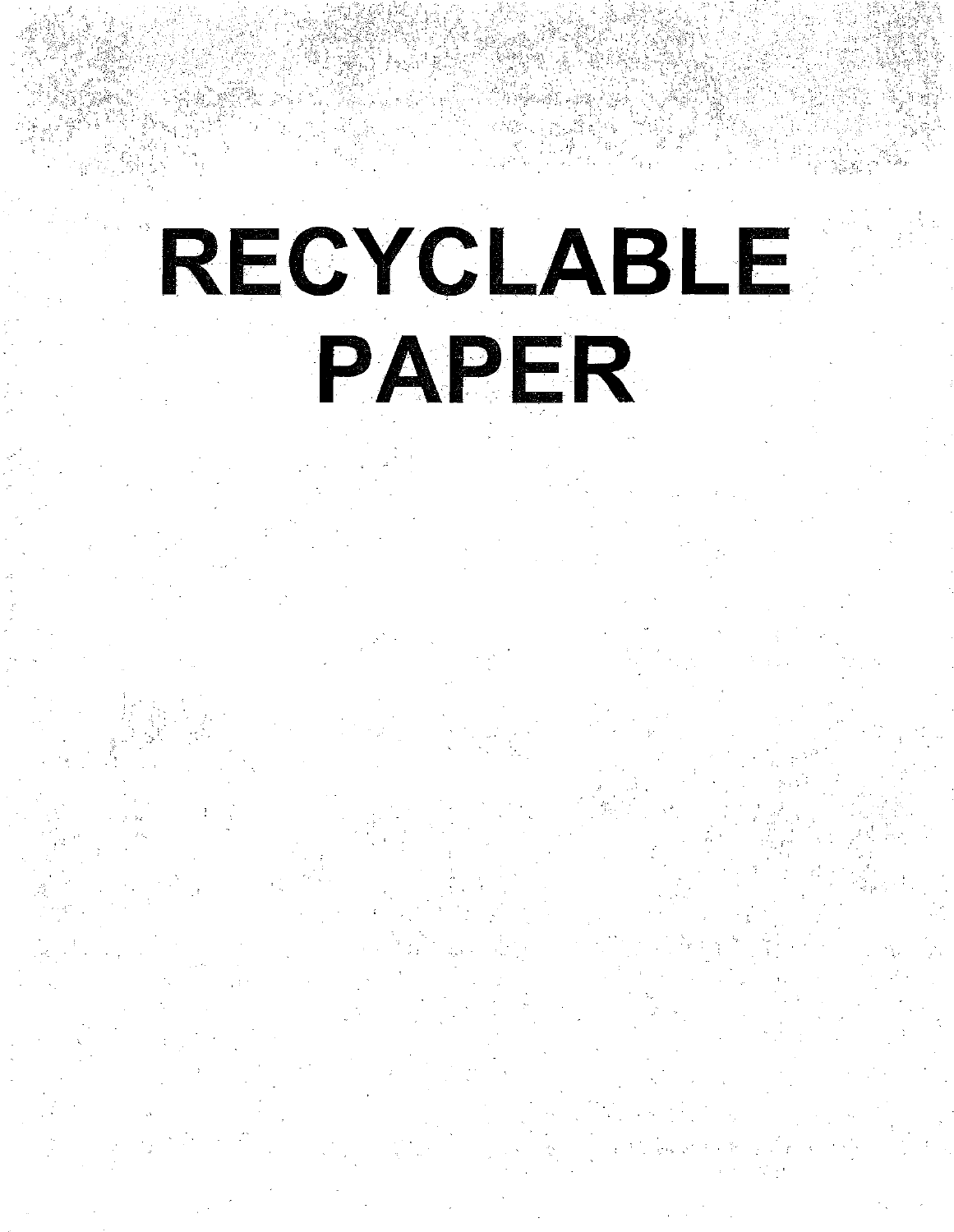# RECYCLABLE PAPER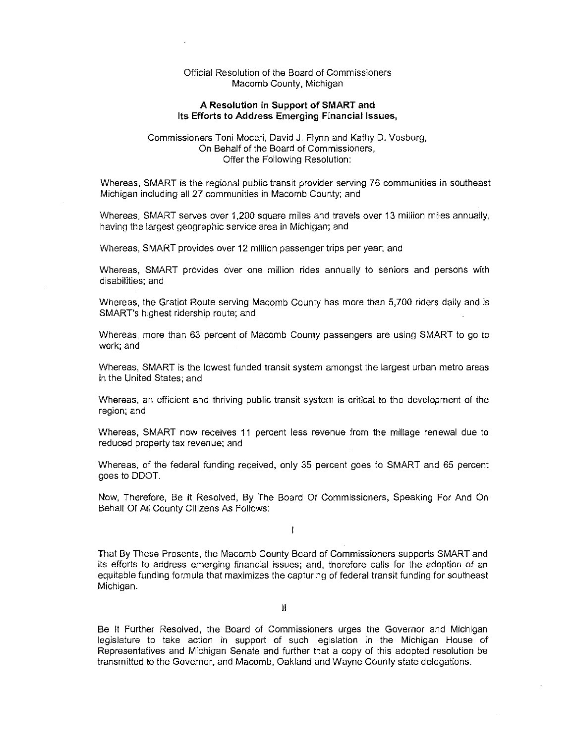Official Resolution of the Board of Commissioners
Macomb County, Michigan

**A Resolution in Support of SMART and Its Efforts to Address Emerging Financial Issues,**

Commissioners Toni Moceri, David J. Flynn and Kathy D. Vosburg,
On Behalf of the Board of Commissioners,
Offer the Following Resolution:

Whereas, SMART is the regional public transit provider serving 76 communities in southeast Michigan including all 27 communities in Macomb County; and

Whereas, SMART serves over 1,200 square miles and travels over 13 million miles annually, having the largest geographic service area in Michigan; and

Whereas, SMART provides over 12 million passenger trips per year; and

Whereas, SMART provides over one million rides annually to seniors and persons with disabilities; and

Whereas, the Gratiot Route serving Macomb County has more than 5,700 riders daily and is SMART's highest ridership route; and

Whereas, more than 63 percent of Macomb County passengers are using SMART to go to work; and

Whereas, SMART is the lowest funded transit system amongst the largest urban metro areas in the United States; and

Whereas, an efficient and thriving public transit system is critical to the development of the region; and

Whereas, SMART now receives 11 percent less revenue from the millage renewal due to reduced property tax revenue; and

Whereas, of the federal funding received, only 35 percent goes to SMART and 65 percent goes to DDOT.

Now, Therefore, Be It Resolved, By The Board Of Commissioners, Speaking For And On Behalf Of All County Citizens As Follows:

I

That By These Presents, the Macomb County Board of Commissioners supports SMART and its efforts to address emerging financial issues; and, therefore calls for the adoption of an equitable funding formula that maximizes the capturing of federal transit funding for southeast Michigan.

II

Be It Further Resolved, the Board of Commissioners urges the Governor and Michigan legislature to take action in support of such legislation in the Michigan House of Representatives and Michigan Senate and further that a copy of this adopted resolution be transmitted to the Governor, and Macomb, Oakland and Wayne County state delegations.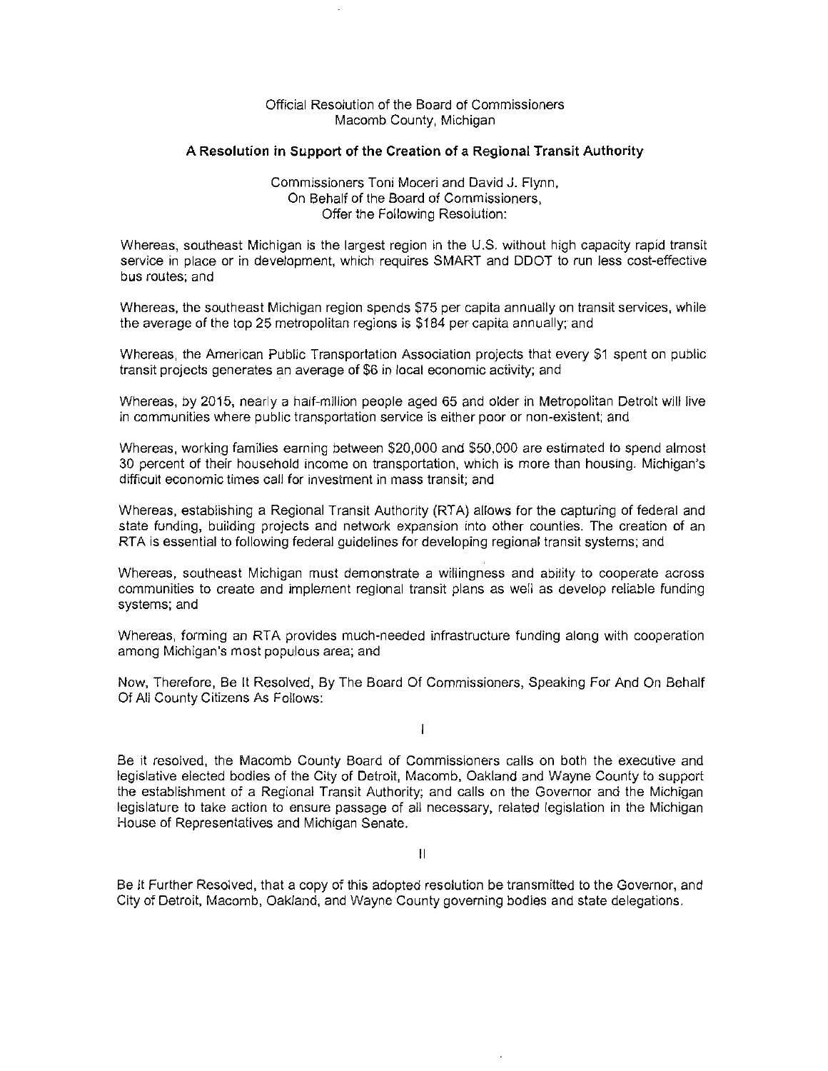Official Resolution of the Board of Commissioners
Macomb County, Michigan

**A Resolution in Support of the Creation of a Regional Transit Authority**

Commissioners Toni Moceri and David J. Flynn,
On Behalf of the Board of Commissioners,
Offer the Following Resolution:

Whereas, southeast Michigan is the largest region in the U.S. without high capacity rapid transit service in place or in development, which requires SMART and DDOT to run less cost-effective bus routes; and

Whereas, the southeast Michigan region spends $75 per capita annually on transit services, while the average of the top 25 metropolitan regions is $184 per capita annually; and

Whereas, the American Public Transportation Association projects that every $1 spent on public transit projects generates an average of $6 in local economic activity; and

Whereas, by 2015, nearly a half-million people aged 65 and older in Metropolitan Detroit will live in communities where public transportation service is either poor or non-existent; and

Whereas, working families earning between $20,000 and $50,000 are estimated to spend almost 30 percent of their household income on transportation, which is more than housing. Michigan's difficult economic times call for investment in mass transit; and

Whereas, establishing a Regional Transit Authority (RTA) allows for the capturing of federal and state funding, building projects and network expansion into other counties. The creation of an RTA is essential to following federal guidelines for developing regional transit systems; and

Whereas, southeast Michigan must demonstrate a willingness and ability to cooperate across communities to create and implement regional transit plans as well as develop reliable funding systems; and

Whereas, forming an RTA provides much-needed infrastructure funding along with cooperation among Michigan's most populous area; and

Now, Therefore, Be It Resolved, By The Board Of Commissioners, Speaking For And On Behalf Of All County Citizens As Follows:

I

Be it resolved, the Macomb County Board of Commissioners calls on both the executive and legislative elected bodies of the City of Detroit, Macomb, Oakland and Wayne County to support the establishment of a Regional Transit Authority; and calls on the Governor and the Michigan legislature to take action to ensure passage of all necessary, related legislation in the Michigan House of Representatives and Michigan Senate.

II

Be it Further Resolved, that a copy of this adopted resolution be transmitted to the Governor, and City of Detroit, Macomb, Oakland, and Wayne County governing bodies and state delegations.